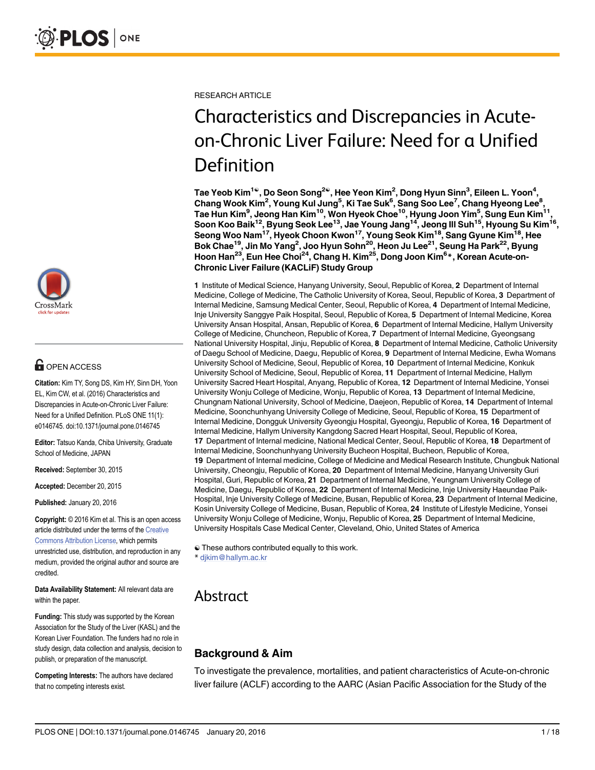RESEARCH ARTICLE

# Characteristics and Discrepancies in Acute-on-Chronic Liver Failure: Need for a Unified Definition

**Tae Yeob Kim[1☯], Do Seon Song[2☯], Hee Yeon Kim[2], Dong Hyun Sinn[3], Eileen L. Yoon[4], Chang Wook Kim[2], Young Kul Jung[5], Ki Tae Suk[6], Sang Soo Lee[7], Chang Hyeong Lee[8], Tae Hun Kim[9], Jeong Han Kim[10], Won Hyeok Choe[10], Hyung Joon Yim[5], Sung Eun Kim[11], Soon Koo Baik[12], Byung Seok Lee[13], Jae Young Jang[14], Jeong Ill Suh[15], Hyoung Su Kim[16], Seong Woo Nam[17], Hyeok Choon Kwon[17], Young Seok Kim[18], Sang Gyune Kim[18], Hee Bok Chae[19], Jin Mo Yang[2], Joo Hyun Sohn[20], Heon Ju Lee[21], Seung Ha Park[22], Byung Hoon Han[23], Eun Hee Choi[24], Chang H. Kim[25], Dong Joon Kim[6]*, Korean Acute-on-Chronic Liver Failure (KACLiF) Study Group**

**1** Institute of Medical Science, Hanyang University, Seoul, Republic of Korea, **2** Department of Internal Medicine, College of Medicine, The Catholic University of Korea, Seoul, Republic of Korea, **3** Department of Internal Medicine, Samsung Medical Center, Seoul, Republic of Korea, **4** Department of Internal Medicine, Inje University Sanggye Paik Hospital, Seoul, Republic of Korea, **5** Department of Internal Medicine, Korea University Ansan Hospital, Ansan, Republic of Korea, **6** Department of Internal Medicine, Hallym University College of Medicine, Chuncheon, Republic of Korea, **7** Department of Internal Medicine, Gyeongsang National University Hospital, Jinju, Republic of Korea, **8** Department of Internal Medicine, Catholic University of Daegu School of Medicine, Daegu, Republic of Korea, **9** Department of Internal Medicine, Ewha Womans University School of Medicine, Seoul, Republic of Korea, **10** Department of Internal Medicine, Konkuk University School of Medicine, Seoul, Republic of Korea, **11** Department of Internal Medicine, Hallym University Sacred Heart Hospital, Anyang, Republic of Korea, **12** Department of Internal Medicine, Yonsei University Wonju College of Medicine, Wonju, Republic of Korea, **13** Department of Internal Medicine, Chungnam National University, School of Medicine, Daejeon, Republic of Korea, **14** Department of Internal Medicine, Soonchunhyang University College of Medicine, Seoul, Republic of Korea, **15** Department of Internal Medicine, Dongguk University Gyeongju Hospital, Gyeongju, Republic of Korea, **16** Department of Internal Medicine, Hallym University Kangdong Sacred Heart Hospital, Seoul, Republic of Korea, **17** Department of Internal medicine, National Medical Center, Seoul, Republic of Korea, **18** Department of Internal Medicine, Soonchunhyang University Bucheon Hospital, Bucheon, Republic of Korea, **19** Department of Internal medicine, College of Medicine and Medical Research Institute, Chungbuk National University, Cheongju, Republic of Korea, **20** Department of Internal Medicine, Hanyang University Guri Hospital, Guri, Republic of Korea, **21** Department of Internal Medicine, Yeungnam University College of Medicine, Daegu, Republic of Korea, **22** Department of Internal Medicine, Inje University Haeundae Paik-Hospital, Inje University College of Medicine, Busan, Republic of Korea, **23** Department of Internal Medicine, Kosin University College of Medicine, Busan, Republic of Korea, **24** Institute of Lifestyle Medicine, Yonsei University Wonju College of Medicine, Wonju, Republic of Korea, **25** Department of Internal Medicine, University Hospitals Case Medical Center, Cleveland, Ohio, United States of America

☯ These authors contributed equally to this work.
* djkim@hallym.ac.kr

OPEN ACCESS

**Citation:** Kim TY, Song DS, Kim HY, Sinn DH, Yoon EL, Kim CW, et al. (2016) Characteristics and Discrepancies in Acute-on-Chronic Liver Failure: Need for a Unified Definition. PLoS ONE 11(1): e0146745. doi:10.1371/journal.pone.0146745

**Editor:** Tatsuo Kanda, Chiba University, Graduate School of Medicine, JAPAN

**Received:** September 30, 2015

**Accepted:** December 20, 2015

**Published:** January 20, 2016

**Copyright:** © 2016 Kim et al. This is an open access article distributed under the terms of the Creative Commons Attribution License, which permits unrestricted use, distribution, and reproduction in any medium, provided the original author and source are credited.

**Data Availability Statement:** All relevant data are within the paper.

**Funding:** This study was supported by the Korean Association for the Study of the Liver (KASL) and the Korean Liver Foundation. The funders had no role in study design, data collection and analysis, decision to publish, or preparation of the manuscript.

**Competing Interests:** The authors have declared that no competing interests exist.

## Abstract

### Background & Aim

To investigate the prevalence, mortalities, and patient characteristics of Acute-on-chronic liver failure (ACLF) according to the AARC (Asian Pacific Association for the Study of the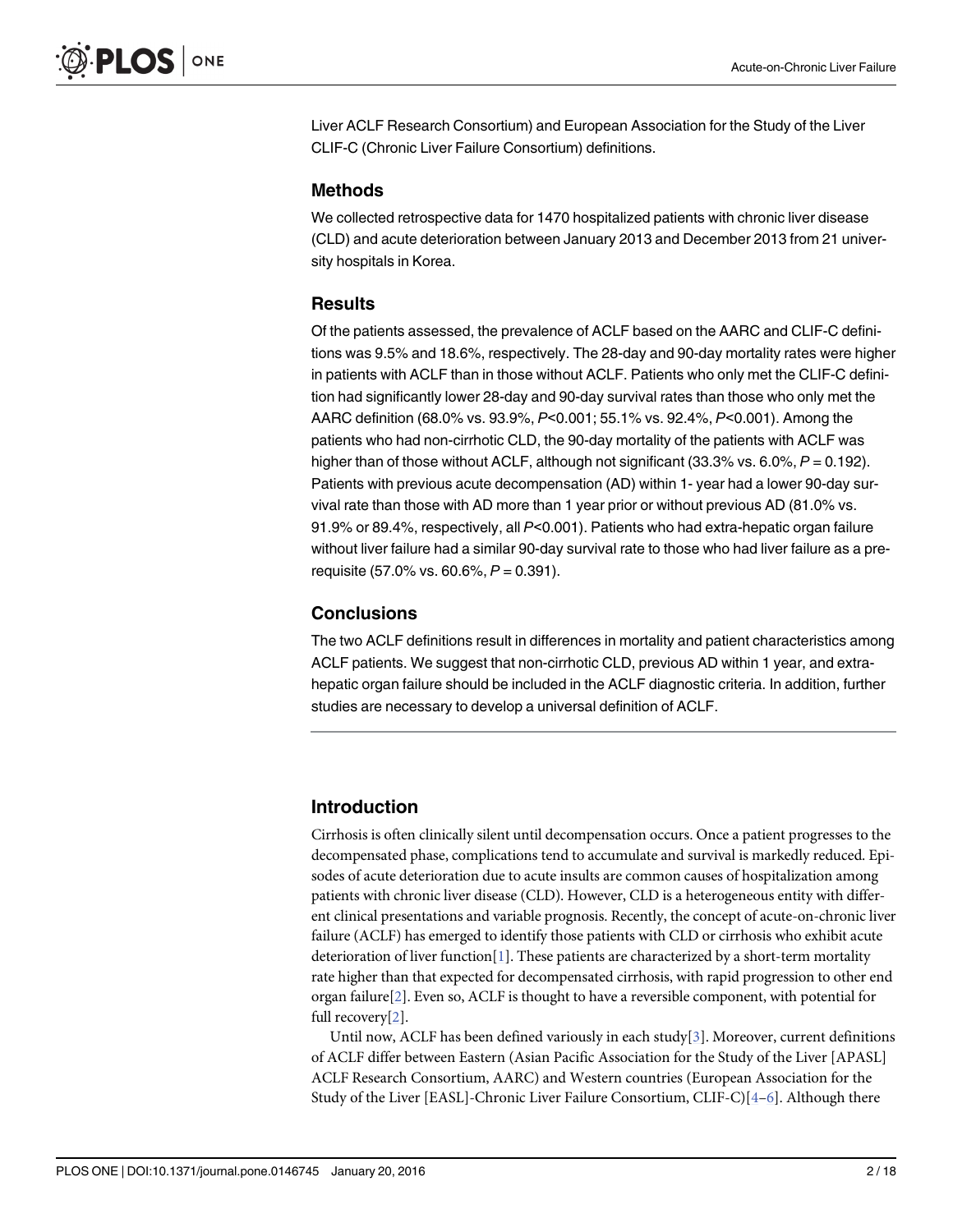Liver ACLF Research Consortium) and European Association for the Study of the Liver CLIF-C (Chronic Liver Failure Consortium) definitions.

### Methods

We collected retrospective data for 1470 hospitalized patients with chronic liver disease (CLD) and acute deterioration between January 2013 and December 2013 from 21 university hospitals in Korea.

### Results

Of the patients assessed, the prevalence of ACLF based on the AARC and CLIF-C definitions was 9.5% and 18.6%, respectively. The 28-day and 90-day mortality rates were higher in patients with ACLF than in those without ACLF. Patients who only met the CLIF-C definition had significantly lower 28-day and 90-day survival rates than those who only met the AARC definition (68.0% vs. 93.9%, $P<0.001$; 55.1% vs. 92.4%, $P<0.001$). Among the patients who had non-cirrhotic CLD, the 90-day mortality of the patients with ACLF was higher than of those without ACLF, although not significant (33.3% vs. 6.0%, $P = 0.192$). Patients with previous acute decompensation (AD) within 1- year had a lower 90-day survival rate than those with AD more than 1 year prior or without previous AD (81.0% vs. 91.9% or 89.4%, respectively, all $P<0.001$). Patients who had extra-hepatic organ failure without liver failure had a similar 90-day survival rate to those who had liver failure as a prerequisite (57.0% vs. 60.6%, $P = 0.391$).

### Conclusions

The two ACLF definitions result in differences in mortality and patient characteristics among ACLF patients. We suggest that non-cirrhotic CLD, previous AD within 1 year, and extra-hepatic organ failure should be included in the ACLF diagnostic criteria. In addition, further studies are necessary to develop a universal definition of ACLF.

## Introduction

Cirrhosis is often clinically silent until decompensation occurs. Once a patient progresses to the decompensated phase, complications tend to accumulate and survival is markedly reduced. Episodes of acute deterioration due to acute insults are common causes of hospitalization among patients with chronic liver disease (CLD). However, CLD is a heterogeneous entity with different clinical presentations and variable prognosis. Recently, the concept of acute-on-chronic liver failure (ACLF) has emerged to identify those patients with CLD or cirrhosis who exhibit acute deterioration of liver function[1]. These patients are characterized by a short-term mortality rate higher than that expected for decompensated cirrhosis, with rapid progression to other end organ failure[2]. Even so, ACLF is thought to have a reversible component, with potential for full recovery[2].

Until now, ACLF has been defined variously in each study[3]. Moreover, current definitions of ACLF differ between Eastern (Asian Pacific Association for the Study of the Liver [APASL] ACLF Research Consortium, AARC) and Western countries (European Association for the Study of the Liver [EASL]-Chronic Liver Failure Consortium, CLIF-C)[4–6]. Although there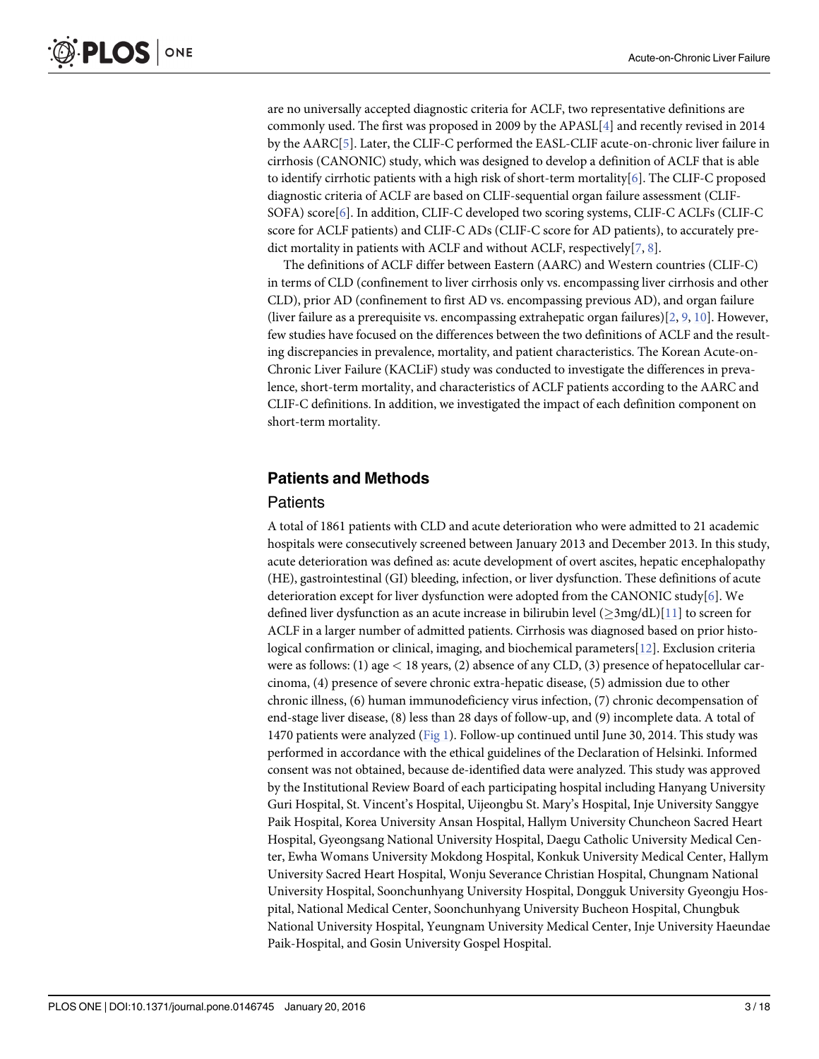are no universally accepted diagnostic criteria for ACLF, two representative definitions are commonly used. The first was proposed in 2009 by the APASL[4] and recently revised in 2014 by the AARC[5]. Later, the CLIF-C performed the EASL-CLIF acute-on-chronic liver failure in cirrhosis (CANONIC) study, which was designed to develop a definition of ACLF that is able to identify cirrhotic patients with a high risk of short-term mortality[6]. The CLIF-C proposed diagnostic criteria of ACLF are based on CLIF-sequential organ failure assessment (CLIF-SOFA) score[6]. In addition, CLIF-C developed two scoring systems, CLIF-C ACLFs (CLIF-C score for ACLF patients) and CLIF-C ADs (CLIF-C score for AD patients), to accurately predict mortality in patients with ACLF and without ACLF, respectively[7, 8].

The definitions of ACLF differ between Eastern (AARC) and Western countries (CLIF-C) in terms of CLD (confinement to liver cirrhosis only vs. encompassing liver cirrhosis and other CLD), prior AD (confinement to first AD vs. encompassing previous AD), and organ failure (liver failure as a prerequisite vs. encompassing extrahepatic organ failures)[2, 9, 10]. However, few studies have focused on the differences between the two definitions of ACLF and the resulting discrepancies in prevalence, mortality, and patient characteristics. The Korean Acute-on-Chronic Liver Failure (KACLiF) study was conducted to investigate the differences in prevalence, short-term mortality, and characteristics of ACLF patients according to the AARC and CLIF-C definitions. In addition, we investigated the impact of each definition component on short-term mortality.

## Patients and Methods

### Patients

A total of 1861 patients with CLD and acute deterioration who were admitted to 21 academic hospitals were consecutively screened between January 2013 and December 2013. In this study, acute deterioration was defined as: acute development of overt ascites, hepatic encephalopathy (HE), gastrointestinal (GI) bleeding, infection, or liver dysfunction. These definitions of acute deterioration except for liver dysfunction were adopted from the CANONIC study[6]. We defined liver dysfunction as an acute increase in bilirubin level ($\geq$3mg/dL)[11] to screen for ACLF in a larger number of admitted patients. Cirrhosis was diagnosed based on prior histological confirmation or clinical, imaging, and biochemical parameters[12]. Exclusion criteria were as follows: (1) age < 18 years, (2) absence of any CLD, (3) presence of hepatocellular carcinoma, (4) presence of severe chronic extra-hepatic disease, (5) admission due to other chronic illness, (6) human immunodeficiency virus infection, (7) chronic decompensation of end-stage liver disease, (8) less than 28 days of follow-up, and (9) incomplete data. A total of 1470 patients were analyzed (Fig 1). Follow-up continued until June 30, 2014. This study was performed in accordance with the ethical guidelines of the Declaration of Helsinki. Informed consent was not obtained, because de-identified data were analyzed. This study was approved by the Institutional Review Board of each participating hospital including Hanyang University Guri Hospital, St. Vincent's Hospital, Uijeongbu St. Mary's Hospital, Inje University Sanggye Paik Hospital, Korea University Ansan Hospital, Hallym University Chuncheon Sacred Heart Hospital, Gyeongsang National University Hospital, Daegu Catholic University Medical Center, Ewha Womans University Mokdong Hospital, Konkuk University Medical Center, Hallym University Sacred Heart Hospital, Wonju Severance Christian Hospital, Chungnam National University Hospital, Soonchunhyang University Hospital, Dongguk University Gyeongju Hospital, National Medical Center, Soonchunhyang University Bucheon Hospital, Chungbuk National University Hospital, Yeungnam University Medical Center, Inje University Haeundae Paik-Hospital, and Gosin University Gospel Hospital.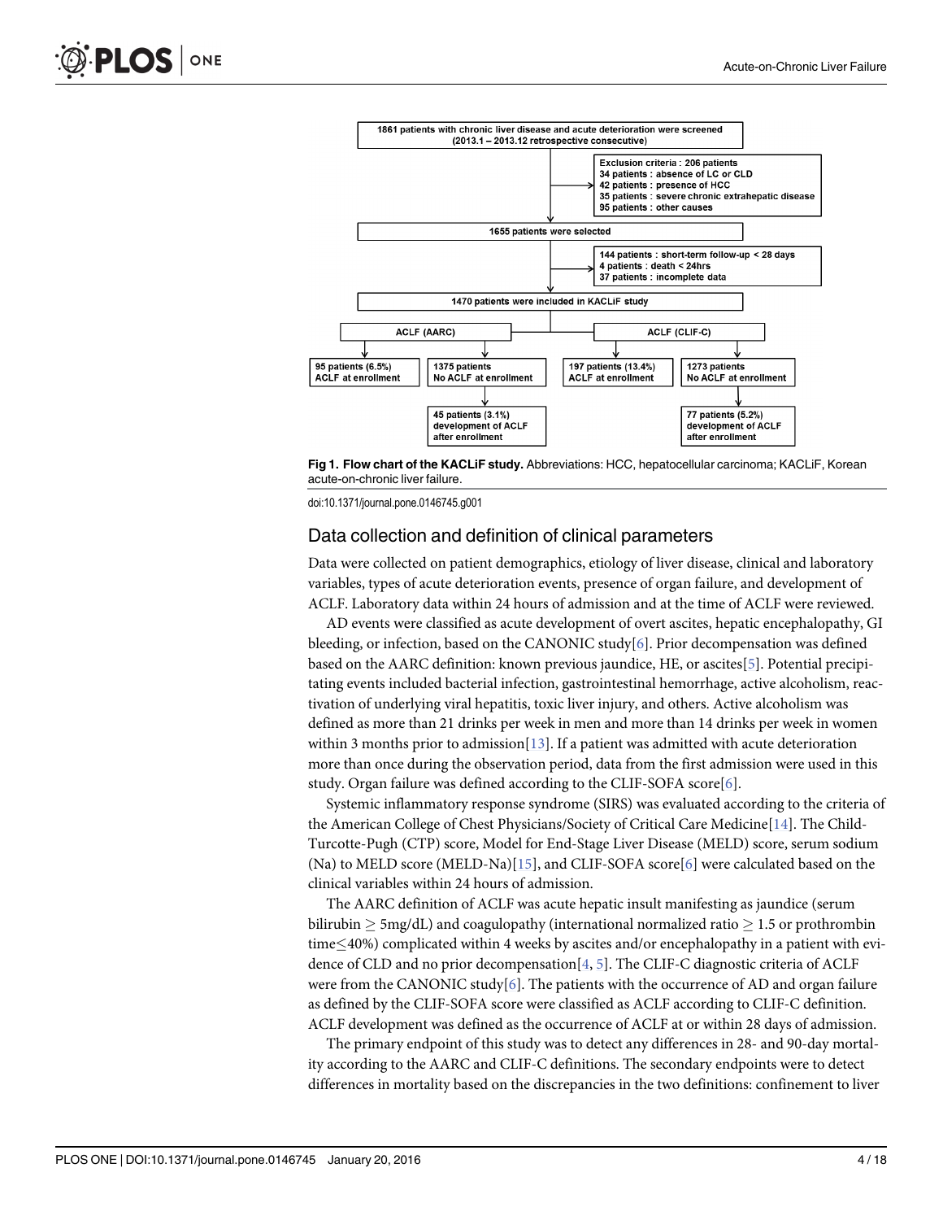**Fig 1. Flow chart of the KACLiF study.** Abbreviations: HCC, hepatocellular carcinoma; KACLiF, Korean acute-on-chronic liver failure.

doi:10.1371/journal.pone.0146745.g001

## Data collection and definition of clinical parameters

Data were collected on patient demographics, etiology of liver disease, clinical and laboratory variables, types of acute deterioration events, presence of organ failure, and development of ACLF. Laboratory data within 24 hours of admission and at the time of ACLF were reviewed.

AD events were classified as acute development of overt ascites, hepatic encephalopathy, GI bleeding, or infection, based on the CANONIC study[6]. Prior decompensation was defined based on the AARC definition: known previous jaundice, HE, or ascites[5]. Potential precipitating events included bacterial infection, gastrointestinal hemorrhage, active alcoholism, reactivation of underlying viral hepatitis, toxic liver injury, and others. Active alcoholism was defined as more than 21 drinks per week in men and more than 14 drinks per week in women within 3 months prior to admission[13]. If a patient was admitted with acute deterioration more than once during the observation period, data from the first admission were used in this study. Organ failure was defined according to the CLIF-SOFA score[6].

Systemic inflammatory response syndrome (SIRS) was evaluated according to the criteria of the American College of Chest Physicians/Society of Critical Care Medicine[14]. The Child-Turcotte-Pugh (CTP) score, Model for End-Stage Liver Disease (MELD) score, serum sodium (Na) to MELD score (MELD-Na)[15], and CLIF-SOFA score[6] were calculated based on the clinical variables within 24 hours of admission.

The AARC definition of ACLF was acute hepatic insult manifesting as jaundice (serum bilirubin $\geq$ 5mg/dL) and coagulopathy (international normalized ratio $\geq$ 1.5 or prothrombin time$\leq$40%) complicated within 4 weeks by ascites and/or encephalopathy in a patient with evidence of CLD and no prior decompensation[4, 5]. The CLIF-C diagnostic criteria of ACLF were from the CANONIC study[6]. The patients with the occurrence of AD and organ failure as defined by the CLIF-SOFA score were classified as ACLF according to CLIF-C definition. ACLF development was defined as the occurrence of ACLF at or within 28 days of admission.

The primary endpoint of this study was to detect any differences in 28- and 90-day mortality according to the AARC and CLIF-C definitions. The secondary endpoints were to detect differences in mortality based on the discrepancies in the two definitions: confinement to liver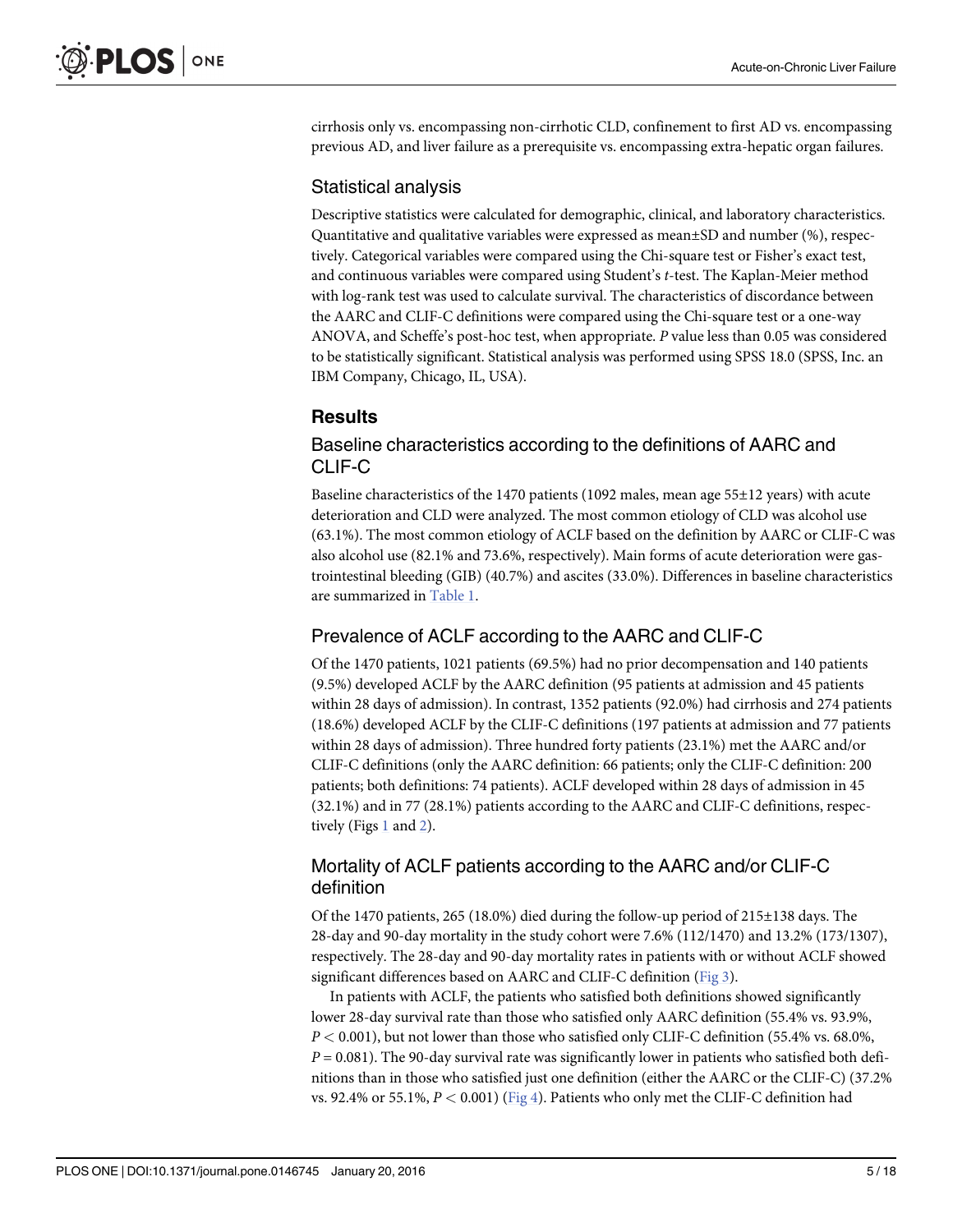cirrhosis only vs. encompassing non-cirrhotic CLD, confinement to first AD vs. encompassing previous AD, and liver failure as a prerequisite vs. encompassing extra-hepatic organ failures.

## Statistical analysis

Descriptive statistics were calculated for demographic, clinical, and laboratory characteristics. Quantitative and qualitative variables were expressed as mean±SD and number (%), respectively. Categorical variables were compared using the Chi-square test or Fisher's exact test, and continuous variables were compared using Student's *t*-test. The Kaplan-Meier method with log-rank test was used to calculate survival. The characteristics of discordance between the AARC and CLIF-C definitions were compared using the Chi-square test or a one-way ANOVA, and Scheffe's post-hoc test, when appropriate. *P* value less than 0.05 was considered to be statistically significant. Statistical analysis was performed using SPSS 18.0 (SPSS, Inc. an IBM Company, Chicago, IL, USA).

# Results

## Baseline characteristics according to the definitions of AARC and CLIF-C

Baseline characteristics of the 1470 patients (1092 males, mean age 55±12 years) with acute deterioration and CLD were analyzed. The most common etiology of CLD was alcohol use (63.1%). The most common etiology of ACLF based on the definition by AARC or CLIF-C was also alcohol use (82.1% and 73.6%, respectively). Main forms of acute deterioration were gastrointestinal bleeding (GIB) (40.7%) and ascites (33.0%). Differences in baseline characteristics are summarized in Table 1.

## Prevalence of ACLF according to the AARC and CLIF-C

Of the 1470 patients, 1021 patients (69.5%) had no prior decompensation and 140 patients (9.5%) developed ACLF by the AARC definition (95 patients at admission and 45 patients within 28 days of admission). In contrast, 1352 patients (92.0%) had cirrhosis and 274 patients (18.6%) developed ACLF by the CLIF-C definitions (197 patients at admission and 77 patients within 28 days of admission). Three hundred forty patients (23.1%) met the AARC and/or CLIF-C definitions (only the AARC definition: 66 patients; only the CLIF-C definition: 200 patients; both definitions: 74 patients). ACLF developed within 28 days of admission in 45 (32.1%) and in 77 (28.1%) patients according to the AARC and CLIF-C definitions, respectively (Figs 1 and 2).

## Mortality of ACLF patients according to the AARC and/or CLIF-C definition

Of the 1470 patients, 265 (18.0%) died during the follow-up period of 215±138 days. The 28-day and 90-day mortality in the study cohort were 7.6% (112/1470) and 13.2% (173/1307), respectively. The 28-day and 90-day mortality rates in patients with or without ACLF showed significant differences based on AARC and CLIF-C definition (Fig 3).

In patients with ACLF, the patients who satisfied both definitions showed significantly lower 28-day survival rate than those who satisfied only AARC definition (55.4% vs. 93.9%, $P < 0.001$), but not lower than those who satisfied only CLIF-C definition (55.4% vs. 68.0%, $P = 0.081$). The 90-day survival rate was significantly lower in patients who satisfied both definitions than in those who satisfied just one definition (either the AARC or the CLIF-C) (37.2% vs. 92.4% or 55.1%, $P < 0.001$) (Fig 4). Patients who only met the CLIF-C definition had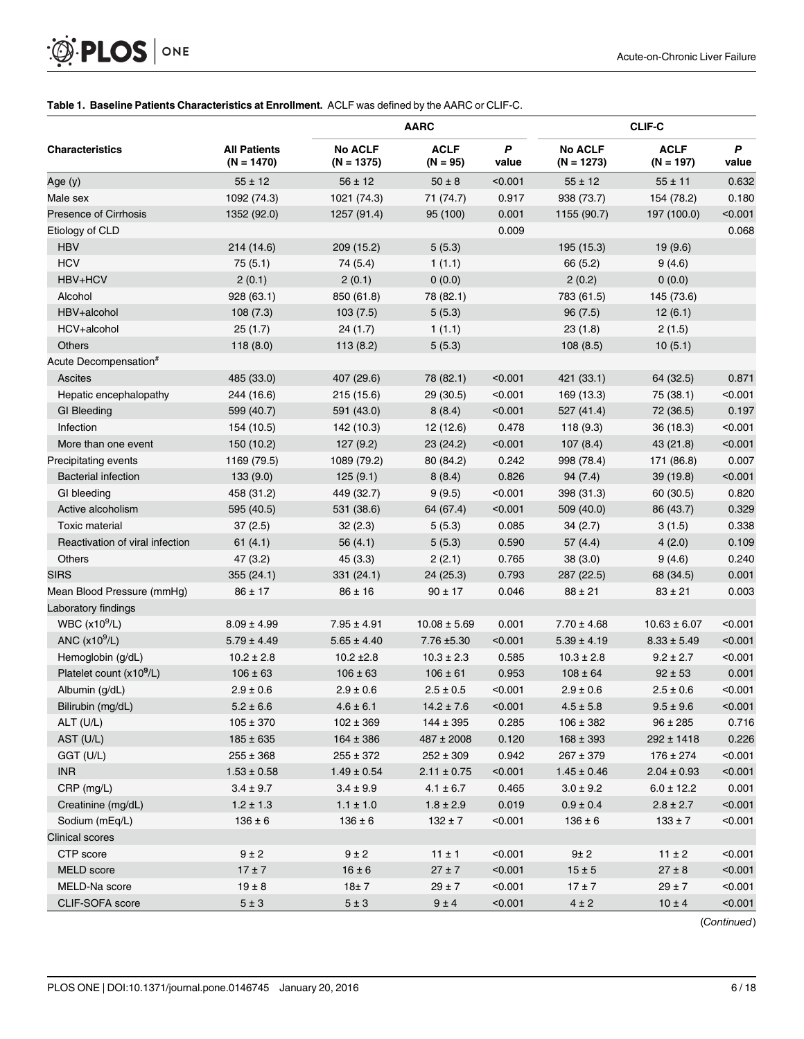**Table 1. Baseline Patients Characteristics at Enrollment.** ACLF was defined by the AARC or CLIF-C.

| Characteristics | All Patients (N = 1470) | AARC | | | CLIF-C | | |
|---|---|---|---|---|---|---|---|
| | | No ACLF (N = 1375) | ACLF (N = 95) | *P* value | No ACLF (N = 1273) | ACLF (N = 197) | *P* value |
| Age (y) | 55 ± 12 | 56 ± 12 | 50 ± 8 | <0.001 | 55 ± 12 | 55 ± 11 | 0.632 |
| Male sex | 1092 (74.3) | 1021 (74.3) | 71 (74.7) | 0.917 | 938 (73.7) | 154 (78.2) | 0.180 |
| Presence of Cirrhosis | 1352 (92.0) | 1257 (91.4) | 95 (100) | 0.001 | 1155 (90.7) | 197 (100.0) | <0.001 |
| Etiology of CLD | | | | 0.009 | | | 0.068 |
| HBV | 214 (14.6) | 209 (15.2) | 5 (5.3) | | 195 (15.3) | 19 (9.6) | |
| HCV | 75 (5.1) | 74 (5.4) | 1 (1.1) | | 66 (5.2) | 9 (4.6) | |
| HBV+HCV | 2 (0.1) | 2 (0.1) | 0 (0.0) | | 2 (0.2) | 0 (0.0) | |
| Alcohol | 928 (63.1) | 850 (61.8) | 78 (82.1) | | 783 (61.5) | 145 (73.6) | |
| HBV+alcohol | 108 (7.3) | 103 (7.5) | 5 (5.3) | | 96 (7.5) | 12 (6.1) | |
| HCV+alcohol | 25 (1.7) | 24 (1.7) | 1 (1.1) | | 23 (1.8) | 2 (1.5) | |
| Others | 118 (8.0) | 113 (8.2) | 5 (5.3) | | 108 (8.5) | 10 (5.1) | |
| Acute Decompensation[#] | | | | | | | |
| Ascites | 485 (33.0) | 407 (29.6) | 78 (82.1) | <0.001 | 421 (33.1) | 64 (32.5) | 0.871 |
| Hepatic encephalopathy | 244 (16.6) | 215 (15.6) | 29 (30.5) | <0.001 | 169 (13.3) | 75 (38.1) | <0.001 |
| GI Bleeding | 599 (40.7) | 591 (43.0) | 8 (8.4) | <0.001 | 527 (41.4) | 72 (36.5) | 0.197 |
| Infection | 154 (10.5) | 142 (10.3) | 12 (12.6) | 0.478 | 118 (9.3) | 36 (18.3) | <0.001 |
| More than one event | 150 (10.2) | 127 (9.2) | 23 (24.2) | <0.001 | 107 (8.4) | 43 (21.8) | <0.001 |
| Precipitating events | 1169 (79.5) | 1089 (79.2) | 80 (84.2) | 0.242 | 998 (78.4) | 171 (86.8) | 0.007 |
| Bacterial infection | 133 (9.0) | 125 (9.1) | 8 (8.4) | 0.826 | 94 (7.4) | 39 (19.8) | <0.001 |
| GI bleeding | 458 (31.2) | 449 (32.7) | 9 (9.5) | <0.001 | 398 (31.3) | 60 (30.5) | 0.820 |
| Active alcoholism | 595 (40.5) | 531 (38.6) | 64 (67.4) | <0.001 | 509 (40.0) | 86 (43.7) | 0.329 |
| Toxic material | 37 (2.5) | 32 (2.3) | 5 (5.3) | 0.085 | 34 (2.7) | 3 (1.5) | 0.338 |
| Reactivation of viral infection | 61 (4.1) | 56 (4.1) | 5 (5.3) | 0.590 | 57 (4.4) | 4 (2.0) | 0.109 |
| Others | 47 (3.2) | 45 (3.3) | 2 (2.1) | 0.765 | 38 (3.0) | 9 (4.6) | 0.240 |
| SIRS | 355 (24.1) | 331 (24.1) | 24 (25.3) | 0.793 | 287 (22.5) | 68 (34.5) | 0.001 |
| Mean Blood Pressure (mmHg) | 86 ± 17 | 86 ± 16 | 90 ± 17 | 0.046 | 88 ± 21 | 83 ± 21 | 0.003 |
| Laboratory findings | | | | | | | |
| WBC ($x10^9$/L) | 8.09 ± 4.99 | 7.95 ± 4.91 | 10.08 ± 5.69 | 0.001 | 7.70 ± 4.68 | 10.63 ± 6.07 | <0.001 |
| ANC ($x10^9$/L) | 5.79 ± 4.49 | 5.65 ± 4.40 | 7.76 ±5.30 | <0.001 | 5.39 ± 4.19 | 8.33 ± 5.49 | <0.001 |
| Hemoglobin (g/dL) | 10.2 ± 2.8 | 10.2 ±2.8 | 10.3 ± 2.3 | 0.585 | 10.3 ± 2.8 | 9.2 ± 2.7 | <0.001 |
| Platelet count ($x10^9$/L) | 106 ± 63 | 106 ± 63 | 106 ± 61 | 0.953 | 108 ± 64 | 92 ± 53 | 0.001 |
| Albumin (g/dL) | 2.9 ± 0.6 | 2.9 ± 0.6 | 2.5 ± 0.5 | <0.001 | 2.9 ± 0.6 | 2.5 ± 0.6 | <0.001 |
| Bilirubin (mg/dL) | 5.2 ± 6.6 | 4.6 ± 6.1 | 14.2 ± 7.6 | <0.001 | 4.5 ± 5.8 | 9.5 ± 9.6 | <0.001 |
| ALT (U/L) | 105 ± 370 | 102 ± 369 | 144 ± 395 | 0.285 | 106 ± 382 | 96 ± 285 | 0.716 |
| AST (U/L) | 185 ± 635 | 164 ± 386 | 487 ± 2008 | 0.120 | 168 ± 393 | 292 ± 1418 | 0.226 |
| GGT (U/L) | 255 ± 368 | 255 ± 372 | 252 ± 309 | 0.942 | 267 ± 379 | 176 ± 274 | <0.001 |
| INR | 1.53 ± 0.58 | 1.49 ± 0.54 | 2.11 ± 0.75 | <0.001 | 1.45 ± 0.46 | 2.04 ± 0.93 | <0.001 |
| CRP (mg/L) | 3.4 ± 9.7 | 3.4 ± 9.9 | 4.1 ± 6.7 | 0.465 | 3.0 ± 9.2 | 6.0 ± 12.2 | 0.001 |
| Creatinine (mg/dL) | 1.2 ± 1.3 | 1.1 ± 1.0 | 1.8 ± 2.9 | 0.019 | 0.9 ± 0.4 | 2.8 ± 2.7 | <0.001 |
| Sodium (mEq/L) | 136 ± 6 | 136 ± 6 | 132 ± 7 | <0.001 | 136 ± 6 | 133 ± 7 | <0.001 |
| Clinical scores | | | | | | | |
| CTP score | 9 ± 2 | 9 ± 2 | 11 ± 1 | <0.001 | 9± 2 | 11 ± 2 | <0.001 |
| MELD score | 17 ± 7 | 16 ± 6 | 27 ± 7 | <0.001 | 15 ± 5 | 27 ± 8 | <0.001 |
| MELD-Na score | 19 ± 8 | 18± 7 | 29 ± 7 | <0.001 | 17 ± 7 | 29 ± 7 | <0.001 |
| CLIF-SOFA score | 5 ± 3 | 5 ± 3 | 9 ± 4 | <0.001 | 4 ± 2 | 10 ± 4 | <0.001 |

(*Continued*)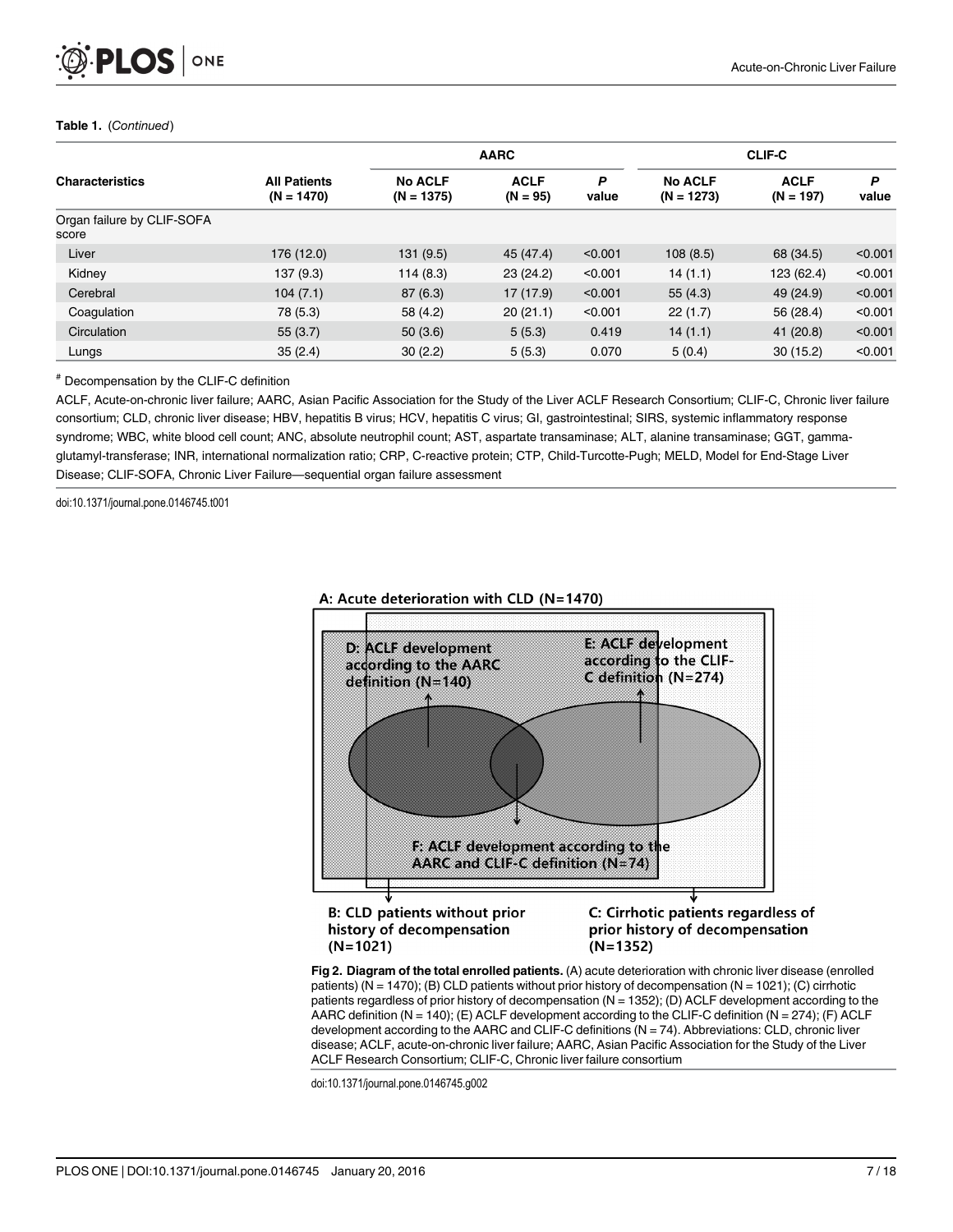**Table 1.** (*Continued*)

| Characteristics | All Patients (N = 1470) | AARC | | | CLIF-C | | |
|---|---|---|---|---|---|---|---|
| | | No ACLF (N = 1375) | ACLF (N = 95) | *P* value | No ACLF (N = 1273) | ACLF (N = 197) | *P* value |
| Organ failure by CLIF-SOFA score | | | | | | | |
| Liver | 176 (12.0) | 131 (9.5) | 45 (47.4) | <0.001 | 108 (8.5) | 68 (34.5) | <0.001 |
| Kidney | 137 (9.3) | 114 (8.3) | 23 (24.2) | <0.001 | 14 (1.1) | 123 (62.4) | <0.001 |
| Cerebral | 104 (7.1) | 87 (6.3) | 17 (17.9) | <0.001 | 55 (4.3) | 49 (24.9) | <0.001 |
| Coagulation | 78 (5.3) | 58 (4.2) | 20 (21.1) | <0.001 | 22 (1.7) | 56 (28.4) | <0.001 |
| Circulation | 55 (3.7) | 50 (3.6) | 5 (5.3) | 0.419 | 14 (1.1) | 41 (20.8) | <0.001 |
| Lungs | 35 (2.4) | 30 (2.2) | 5 (5.3) | 0.070 | 5 (0.4) | 30 (15.2) | <0.001 |

# Decompensation by the CLIF-C definition

ACLF, Acute-on-chronic liver failure; AARC, Asian Pacific Association for the Study of the Liver ACLF Research Consortium; CLIF-C, Chronic liver failure consortium; CLD, chronic liver disease; HBV, hepatitis B virus; HCV, hepatitis C virus; GI, gastrointestinal; SIRS, systemic inflammatory response syndrome; WBC, white blood cell count; ANC, absolute neutrophil count; AST, aspartate transaminase; ALT, alanine transaminase; GGT, gamma-glutamyl-transferase; INR, international normalization ratio; CRP, C-reactive protein; CTP, Child-Turcotte-Pugh; MELD, Model for End-Stage Liver Disease; CLIF-SOFA, Chronic Liver Failure—sequential organ failure assessment

doi:10.1371/journal.pone.0146745.t001

A: Acute deterioration with CLD (N=1470)

D: ACLF development according to the AARC definition (N=140)

E: ACLF development according to the CLIF-C definition (N=274)

F: ACLF development according to the AARC and CLIF-C definition (N=74)

B: CLD patients without prior history of decompensation (N=1021)

C: Cirrhotic patients regardless of prior history of decompensation (N=1352)

**Fig 2. Diagram of the total enrolled patients.** (A) acute deterioration with chronic liver disease (enrolled patients) (N = 1470); (B) CLD patients without prior history of decompensation (N = 1021); (C) cirrhotic patients regardless of prior history of decompensation (N = 1352); (D) ACLF development according to the AARC definition (N = 140); (E) ACLF development according to the CLIF-C definition (N = 274); (F) ACLF development according to the AARC and CLIF-C definitions (N = 74). Abbreviations: CLD, chronic liver disease; ACLF, acute-on-chronic liver failure; AARC, Asian Pacific Association for the Study of the Liver ACLF Research Consortium; CLIF-C, Chronic liver failure consortium

doi:10.1371/journal.pone.0146745.g002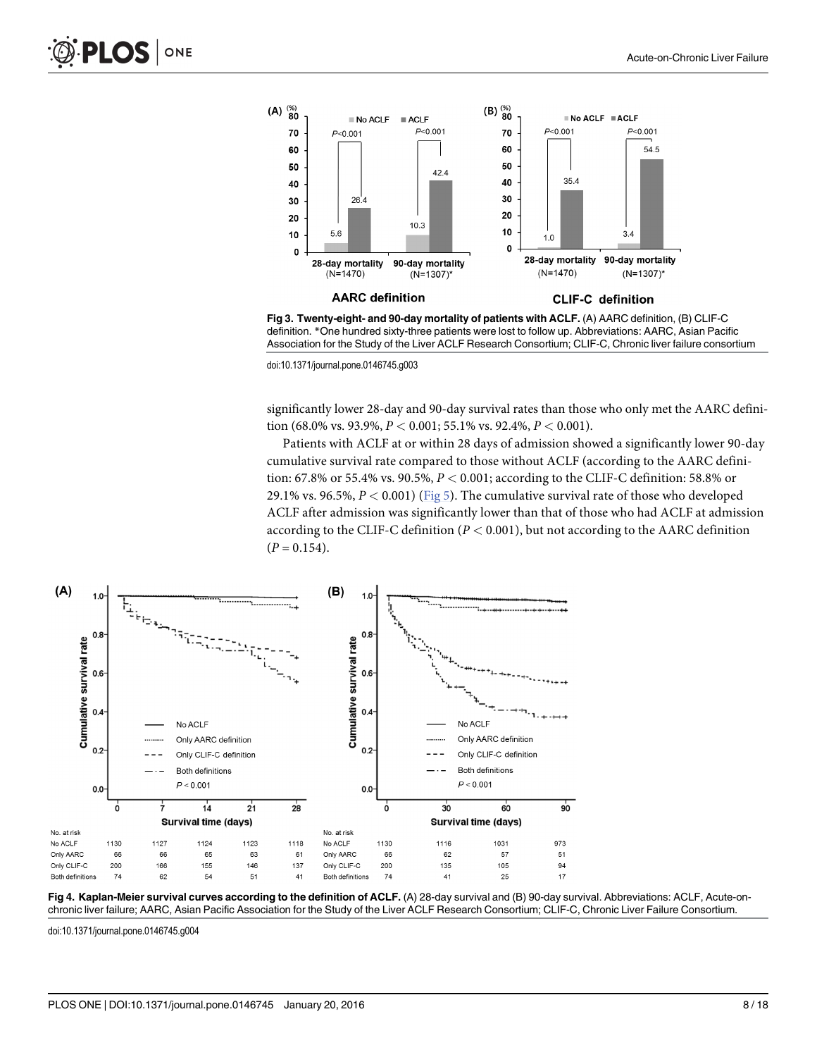Fig 3. Twenty-eight- and 90-day mortality of patients with ACLF. (A) AARC definition, (B) CLIF-C definition. *One hundred sixty-three patients were lost to follow up. Abbreviations: AARC, Asian Pacific Association for the Study of the Liver ACLF Research Consortium; CLIF-C, Chronic liver failure consortium

doi:10.1371/journal.pone.0146745.g003

significantly lower 28-day and 90-day survival rates than those who only met the AARC definition (68.0% vs. 93.9%, $P < 0.001$; 55.1% vs. 92.4%, $P < 0.001$).

Patients with ACLF at or within 28 days of admission showed a significantly lower 90-day cumulative survival rate compared to those without ACLF (according to the AARC definition: 67.8% or 55.4% vs. 90.5%, $P < 0.001$; according to the CLIF-C definition: 58.8% or 29.1% vs. 96.5%, $P < 0.001$) (Fig 5). The cumulative survival rate of those who developed ACLF after admission was significantly lower than that of those who had ACLF at admission according to the CLIF-C definition ($P < 0.001$), but not according to the AARC definition ($P = 0.154$).

Fig 4. Kaplan-Meier survival curves according to the definition of ACLF. (A) 28-day survival and (B) 90-day survival. Abbreviations: ACLF, Acute-on-chronic liver failure; AARC, Asian Pacific Association for the Study of the Liver ACLF Research Consortium; CLIF-C, Chronic Liver Failure Consortium.

doi:10.1371/journal.pone.0146745.g004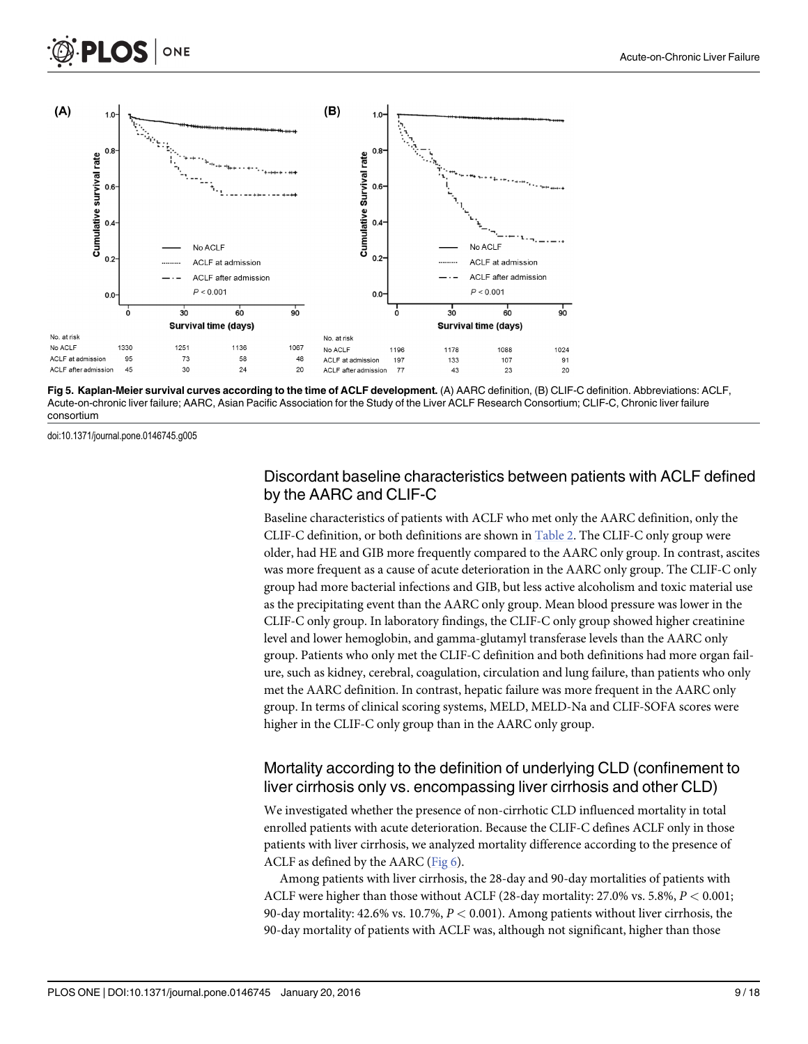Fig 5. Kaplan-Meier survival curves according to the time of ACLF development. (A) AARC definition, (B) CLIF-C definition. Abbreviations: ACLF, Acute-on-chronic liver failure; AARC, Asian Pacific Association for the Study of the Liver ACLF Research Consortium; CLIF-C, Chronic liver failure consortium

doi:10.1371/journal.pone.0146745.g005

## Discordant baseline characteristics between patients with ACLF defined by the AARC and CLIF-C

Baseline characteristics of patients with ACLF who met only the AARC definition, only the CLIF-C definition, or both definitions are shown in Table 2. The CLIF-C only group were older, had HE and GIB more frequently compared to the AARC only group. In contrast, ascites was more frequent as a cause of acute deterioration in the AARC only group. The CLIF-C only group had more bacterial infections and GIB, but less active alcoholism and toxic material use as the precipitating event than the AARC only group. Mean blood pressure was lower in the CLIF-C only group. In laboratory findings, the CLIF-C only group showed higher creatinine level and lower hemoglobin, and gamma-glutamyl transferase levels than the AARC only group. Patients who only met the CLIF-C definition and both definitions had more organ failure, such as kidney, cerebral, coagulation, circulation and lung failure, than patients who only met the AARC definition. In contrast, hepatic failure was more frequent in the AARC only group. In terms of clinical scoring systems, MELD, MELD-Na and CLIF-SOFA scores were higher in the CLIF-C only group than in the AARC only group.

## Mortality according to the definition of underlying CLD (confinement to liver cirrhosis only vs. encompassing liver cirrhosis and other CLD)

We investigated whether the presence of non-cirrhotic CLD influenced mortality in total enrolled patients with acute deterioration. Because the CLIF-C defines ACLF only in those patients with liver cirrhosis, we analyzed mortality difference according to the presence of ACLF as defined by the AARC (Fig 6).

Among patients with liver cirrhosis, the 28-day and 90-day mortalities of patients with ACLF were higher than those without ACLF (28-day mortality: 27.0% vs. 5.8%, $P < 0.001$; 90-day mortality: 42.6% vs. 10.7%, $P < 0.001$). Among patients without liver cirrhosis, the 90-day mortality of patients with ACLF was, although not significant, higher than those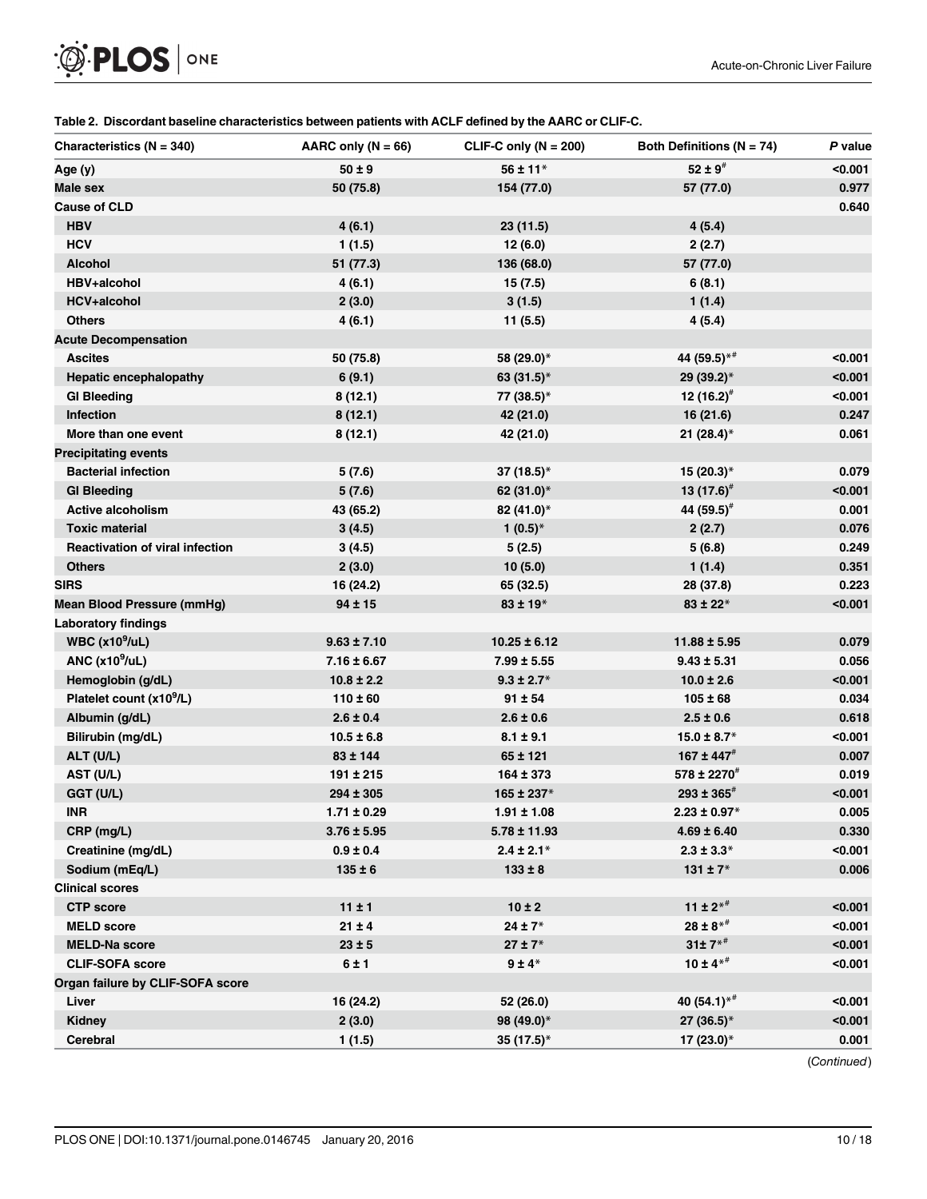**Table 2. Discordant baseline characteristics between patients with ACLF defined by the AARC or CLIF-C.**

| Characteristics (N = 340) | AARC only (N = 66) | CLIF-C only (N = 200) | Both Definitions (N = 74) | *P* value |
|---|---|---|---|---|
| **Age (y)** | 50 ± 9 | 56 ± 11* | 52 ± 9[#] | <0.001 |
| **Male sex** | 50 (75.8) | 154 (77.0) | 57 (77.0) | 0.977 |
| **Cause of CLD** | | | | 0.640 |
| HBV | 4 (6.1) | 23 (11.5) | 4 (5.4) | |
| HCV | 1 (1.5) | 12 (6.0) | 2 (2.7) | |
| Alcohol | 51 (77.3) | 136 (68.0) | 57 (77.0) | |
| HBV+alcohol | 4 (6.1) | 15 (7.5) | 6 (8.1) | |
| HCV+alcohol | 2 (3.0) | 3 (1.5) | 1 (1.4) | |
| Others | 4 (6.1) | 11 (5.5) | 4 (5.4) | |
| **Acute Decompensation** | | | | |
| Ascites | 50 (75.8) | 58 (29.0)* | 44 (59.5)*[#] | <0.001 |
| Hepatic encephalopathy | 6 (9.1) | 63 (31.5)* | 29 (39.2)* | <0.001 |
| GI Bleeding | 8 (12.1) | 77 (38.5)* | 12 (16.2)[#] | <0.001 |
| Infection | 8 (12.1) | 42 (21.0) | 16 (21.6) | 0.247 |
| More than one event | 8 (12.1) | 42 (21.0) | 21 (28.4)* | 0.061 |
| **Precipitating events** | | | | |
| Bacterial infection | 5 (7.6) | 37 (18.5)* | 15 (20.3)* | 0.079 |
| GI Bleeding | 5 (7.6) | 62 (31.0)* | 13 (17.6)[#] | <0.001 |
| Active alcoholism | 43 (65.2) | 82 (41.0)* | 44 (59.5)[#] | 0.001 |
| Toxic material | 3 (4.5) | 1 (0.5)* | 2 (2.7) | 0.076 |
| Reactivation of viral infection | 3 (4.5) | 5 (2.5) | 5 (6.8) | 0.249 |
| Others | 2 (3.0) | 10 (5.0) | 1 (1.4) | 0.351 |
| **SIRS** | 16 (24.2) | 65 (32.5) | 28 (37.8) | 0.223 |
| **Mean Blood Pressure (mmHg)** | 94 ± 15 | 83 ± 19* | 83 ± 22* | <0.001 |
| **Laboratory findings** | | | | |
| WBC ($x10^9$/uL) | 9.63 ± 7.10 | 10.25 ± 6.12 | 11.88 ± 5.95 | 0.079 |
| ANC ($x10^9$/uL) | 7.16 ± 6.67 | 7.99 ± 5.55 | 9.43 ± 5.31 | 0.056 |
| Hemoglobin (g/dL) | 10.8 ± 2.2 | 9.3 ± 2.7* | 10.0 ± 2.6 | <0.001 |
| Platelet count ($x10^9$/L) | 110 ± 60 | 91 ± 54 | 105 ± 68 | 0.034 |
| Albumin (g/dL) | 2.6 ± 0.4 | 2.6 ± 0.6 | 2.5 ± 0.6 | 0.618 |
| Bilirubin (mg/dL) | 10.5 ± 6.8 | 8.1 ± 9.1 | 15.0 ± 8.7* | <0.001 |
| ALT (U/L) | 83 ± 144 | 65 ± 121 | 167 ± 447[#] | 0.007 |
| AST (U/L) | 191 ± 215 | 164 ± 373 | 578 ± 2270[#] | 0.019 |
| GGT (U/L) | 294 ± 305 | 165 ± 237* | 293 ± 365[#] | <0.001 |
| INR | 1.71 ± 0.29 | 1.91 ± 1.08 | 2.23 ± 0.97* | 0.005 |
| CRP (mg/L) | 3.76 ± 5.95 | 5.78 ± 11.93 | 4.69 ± 6.40 | 0.330 |
| Creatinine (mg/dL) | 0.9 ± 0.4 | 2.4 ± 2.1* | 2.3 ± 3.3* | <0.001 |
| Sodium (mEq/L) | 135 ± 6 | 133 ± 8 | 131 ± 7* | 0.006 |
| **Clinical scores** | | | | |
| CTP score | 11 ± 1 | 10 ± 2 | 11 ± 2*[#] | <0.001 |
| MELD score | 21 ± 4 | 24 ± 7* | 28 ± 8*[#] | <0.001 |
| MELD-Na score | 23 ± 5 | 27 ± 7* | 31± 7*[#] | <0.001 |
| CLIF-SOFA score | 6 ± 1 | 9 ± 4* | 10 ± 4*[#] | <0.001 |
| **Organ failure by CLIF-SOFA score** | | | | |
| Liver | 16 (24.2) | 52 (26.0) | 40 (54.1)*[#] | <0.001 |
| Kidney | 2 (3.0) | 98 (49.0)* | 27 (36.5)* | <0.001 |
| Cerebral | 1 (1.5) | 35 (17.5)* | 17 (23.0)* | 0.001 |

(*Continued*)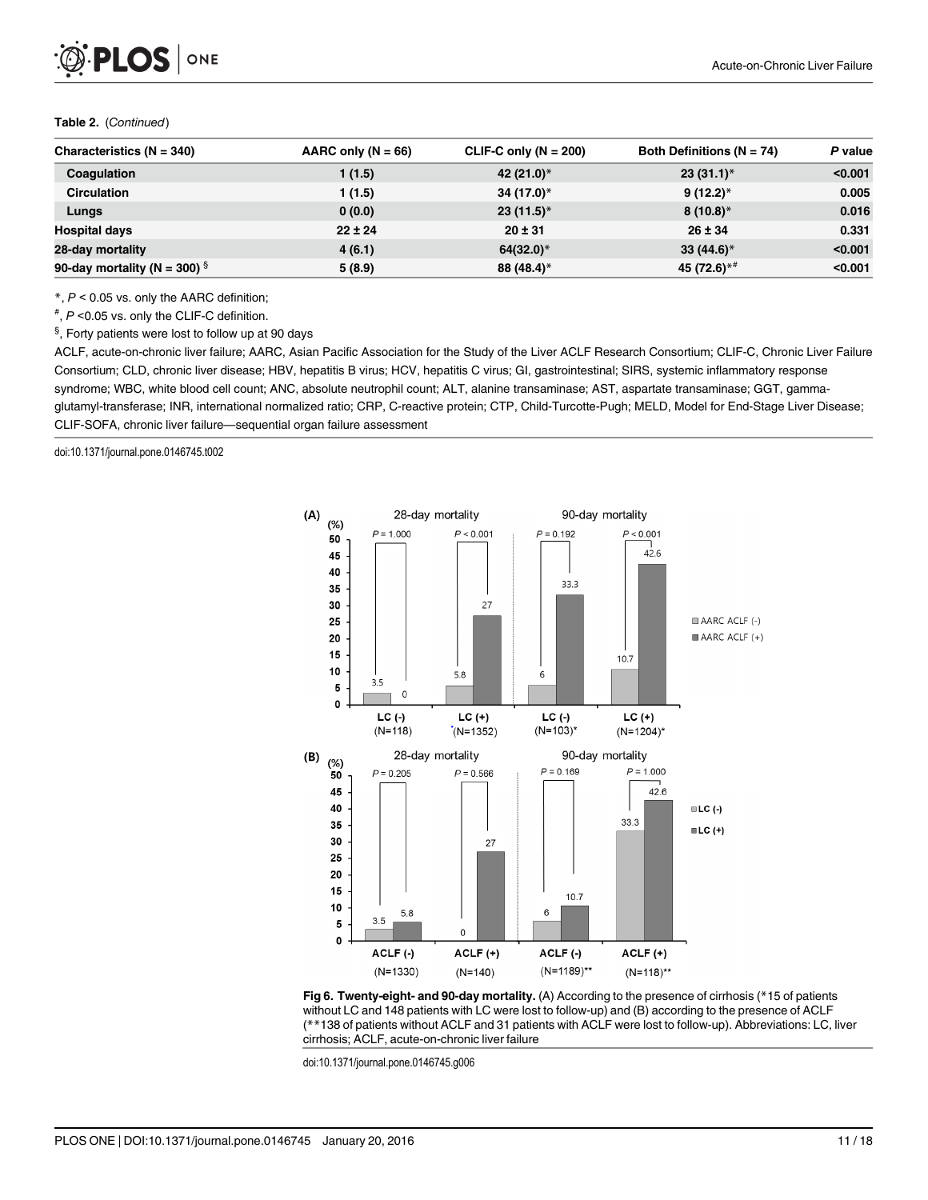**Table 2.** (*Continued*)

| Characteristics (N = 340) | AARC only (N = 66) | CLIF-C only (N = 200) | Both Definitions (N = 74) | *P* value |
|---|---|---|---|---|
| Coagulation | 1 (1.5) | 42 (21.0)* | 23 (31.1)* | <0.001 |
| Circulation | 1 (1.5) | 34 (17.0)* | 9 (12.2)* | 0.005 |
| Lungs | 0 (0.0) | 23 (11.5)* | 8 (10.8)* | 0.016 |
| Hospital days | 22 ± 24 | 20 ± 31 | 26 ± 34 | 0.331 |
| 28-day mortality | 4 (6.1) | 64(32.0)* | 33 (44.6)* | <0.001 |
| 90-day mortality (N = 300) [§] | 5 (8.9) | 88 (48.4)* | 45 (72.6)*[#] | <0.001 |

*, $P < 0.05$ vs. only the AARC definition;

[#], $P < 0.05$ vs. only the CLIF-C definition.

[§], Forty patients were lost to follow up at 90 days

ACLF, acute-on-chronic liver failure; AARC, Asian Pacific Association for the Study of the Liver ACLF Research Consortium; CLIF-C, Chronic Liver Failure Consortium; CLD, chronic liver disease; HBV, hepatitis B virus; HCV, hepatitis C virus; GI, gastrointestinal; SIRS, systemic inflammatory response syndrome; WBC, white blood cell count; ANC, absolute neutrophil count; ALT, alanine transaminase; AST, aspartate transaminase; GGT, gamma-glutamyl-transferase; INR, international normalized ratio; CRP, C-reactive protein; CTP, Child-Turcotte-Pugh; MELD, Model for End-Stage Liver Disease; CLIF-SOFA, chronic liver failure—sequential organ failure assessment

doi:10.1371/journal.pone.0146745.t002

**Fig 6. Twenty-eight- and 90-day mortality.** (A) According to the presence of cirrhosis (*15 of patients without LC and 148 patients with LC were lost to follow-up) and (B) according to the presence of ACLF (**138 of patients without ACLF and 31 patients with ACLF were lost to follow-up). Abbreviations: LC, liver cirrhosis; ACLF, acute-on-chronic liver failure

doi:10.1371/journal.pone.0146745.g006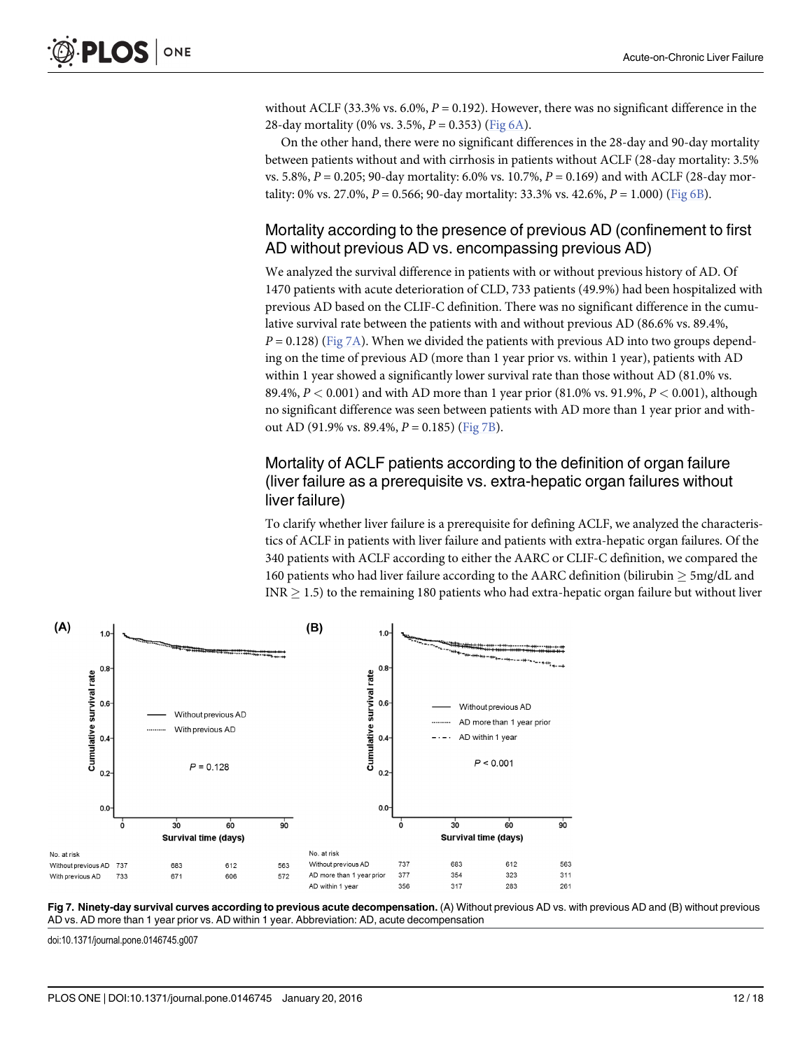without ACLF (33.3% vs. 6.0%, $P = 0.192$). However, there was no significant difference in the 28-day mortality (0% vs. 3.5%, $P = 0.353$) (Fig 6A).

On the other hand, there were no significant differences in the 28-day and 90-day mortality between patients without and with cirrhosis in patients without ACLF (28-day mortality: 3.5% vs. 5.8%, $P = 0.205$; 90-day mortality: 6.0% vs. 10.7%, $P = 0.169$) and with ACLF (28-day mortality: 0% vs. 27.0%, $P = 0.566$; 90-day mortality: 33.3% vs. 42.6%, $P = 1.000$) (Fig 6B).

## Mortality according to the presence of previous AD (confinement to first AD without previous AD vs. encompassing previous AD)

We analyzed the survival difference in patients with or without previous history of AD. Of 1470 patients with acute deterioration of CLD, 733 patients (49.9%) had been hospitalized with previous AD based on the CLIF-C definition. There was no significant difference in the cumulative survival rate between the patients with and without previous AD (86.6% vs. 89.4%, $P = 0.128$) (Fig 7A). When we divided the patients with previous AD into two groups depending on the time of previous AD (more than 1 year prior vs. within 1 year), patients with AD within 1 year showed a significantly lower survival rate than those without AD (81.0% vs. 89.4%, $P < 0.001$) and with AD more than 1 year prior (81.0% vs. 91.9%, $P < 0.001$), although no significant difference was seen between patients with AD more than 1 year prior and without AD (91.9% vs. 89.4%, $P = 0.185$) (Fig 7B).

## Mortality of ACLF patients according to the definition of organ failure (liver failure as a prerequisite vs. extra-hepatic organ failures without liver failure)

To clarify whether liver failure is a prerequisite for defining ACLF, we analyzed the characteristics of ACLF in patients with liver failure and patients with extra-hepatic organ failures. Of the 340 patients with ACLF according to either the AARC or CLIF-C definition, we compared the 160 patients who had liver failure according to the AARC definition (bilirubin $\geq$ 5mg/dL and INR $\geq$ 1.5) to the remaining 180 patients who had extra-hepatic organ failure but without liver

(A)

| No. at risk | 0 | 30 | 60 | 90 |
|---|---|---|---|---|
| Without previous AD | 737 | 683 | 612 | 563 |
| With previous AD | 733 | 671 | 606 | 572 |

(B)

| No. at risk | 0 | 30 | 60 | 90 |
|---|---|---|---|---|
| Without previous AD | 737 | 683 | 612 | 563 |
| AD more than 1 year prior | 377 | 354 | 323 | 311 |
| AD within 1 year | 356 | 317 | 283 | 261 |

**Fig 7. Ninety-day survival curves according to previous acute decompensation.** (A) Without previous AD vs. with previous AD and (B) without previous AD vs. AD more than 1 year prior vs. AD within 1 year. Abbreviation: AD, acute decompensation

doi:10.1371/journal.pone.0146745.g007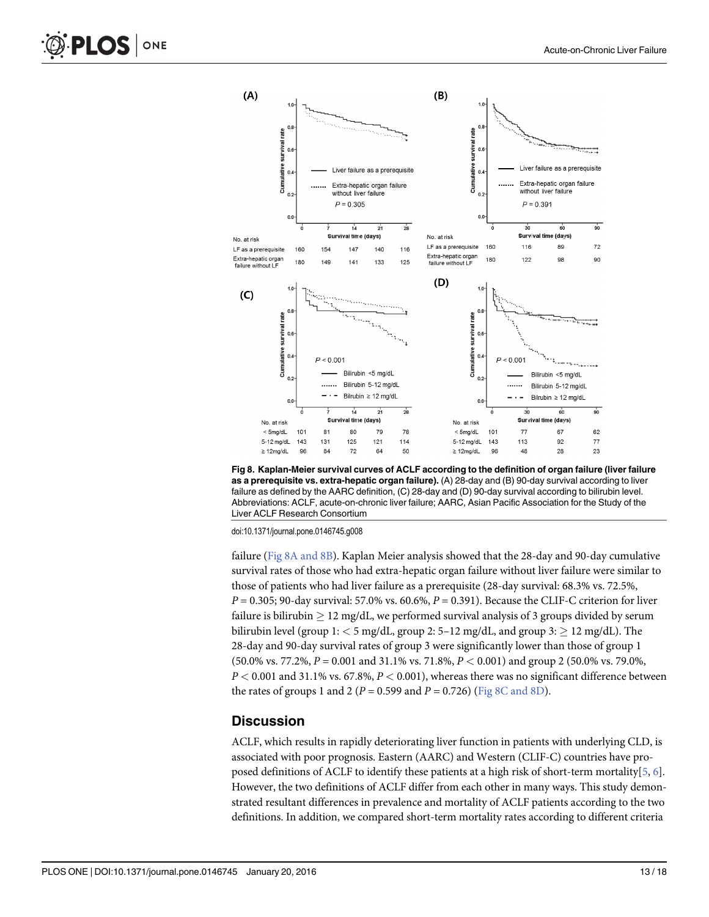Fig 8. Kaplan-Meier survival curves of ACLF according to the definition of organ failure (liver failure as a prerequisite vs. extra-hepatic organ failure). (A) 28-day and (B) 90-day survival according to liver failure as defined by the AARC definition, (C) 28-day and (D) 90-day survival according to bilirubin level. Abbreviations: ACLF, acute-on-chronic liver failure; AARC, Asian Pacific Association for the Study of the Liver ACLF Research Consortium

doi:10.1371/journal.pone.0146745.g008

failure (Fig 8A and 8B). Kaplan Meier analysis showed that the 28-day and 90-day cumulative survival rates of those who had extra-hepatic organ failure without liver failure were similar to those of patients who had liver failure as a prerequisite (28-day survival: 68.3% vs. 72.5%, $P = 0.305$; 90-day survival: 57.0% vs. 60.6%, $P = 0.391$). Because the CLIF-C criterion for liver failure is bilirubin $\geq$ 12 mg/dL, we performed survival analysis of 3 groups divided by serum bilirubin level (group 1: $<$ 5 mg/dL, group 2: 5–12 mg/dL, and group 3: $\geq$ 12 mg/dL). The 28-day and 90-day survival rates of group 3 were significantly lower than those of group 1 (50.0% vs. 77.2%, $P = 0.001$ and 31.1% vs. 71.8%, $P < 0.001$) and group 2 (50.0% vs. 79.0%, $P < 0.001$ and 31.1% vs. 67.8%, $P < 0.001$), whereas there was no significant difference between the rates of groups 1 and 2 ($P = 0.599$ and $P = 0.726$) (Fig 8C and 8D).

## Discussion

ACLF, which results in rapidly deteriorating liver function in patients with underlying CLD, is associated with poor prognosis. Eastern (AARC) and Western (CLIF-C) countries have proposed definitions of ACLF to identify these patients at a high risk of short-term mortality[5, 6]. However, the two definitions of ACLF differ from each other in many ways. This study demonstrated resultant differences in prevalence and mortality of ACLF patients according to the two definitions. In addition, we compared short-term mortality rates according to different criteria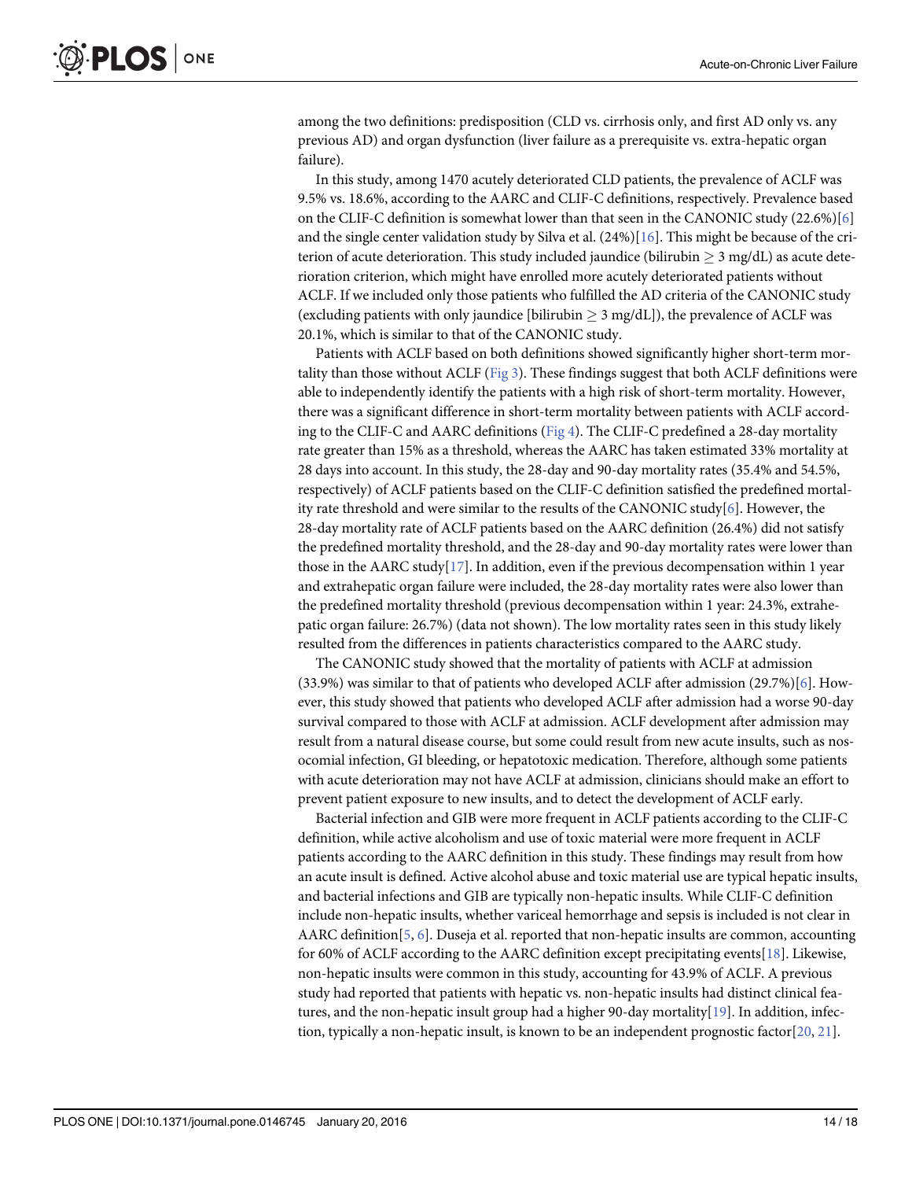among the two definitions: predisposition (CLD vs. cirrhosis only, and first AD only vs. any previous AD) and organ dysfunction (liver failure as a prerequisite vs. extra-hepatic organ failure).

In this study, among 1470 acutely deteriorated CLD patients, the prevalence of ACLF was 9.5% vs. 18.6%, according to the AARC and CLIF-C definitions, respectively. Prevalence based on the CLIF-C definition is somewhat lower than that seen in the CANONIC study (22.6%)[6] and the single center validation study by Silva et al. (24%)[16]. This might be because of the criterion of acute deterioration. This study included jaundice (bilirubin $\geq$ 3 mg/dL) as acute deterioration criterion, which might have enrolled more acutely deteriorated patients without ACLF. If we included only those patients who fulfilled the AD criteria of the CANONIC study (excluding patients with only jaundice [bilirubin $\geq$ 3 mg/dL]), the prevalence of ACLF was 20.1%, which is similar to that of the CANONIC study.

Patients with ACLF based on both definitions showed significantly higher short-term mortality than those without ACLF (Fig 3). These findings suggest that both ACLF definitions were able to independently identify the patients with a high risk of short-term mortality. However, there was a significant difference in short-term mortality between patients with ACLF according to the CLIF-C and AARC definitions (Fig 4). The CLIF-C predefined a 28-day mortality rate greater than 15% as a threshold, whereas the AARC has taken estimated 33% mortality at 28 days into account. In this study, the 28-day and 90-day mortality rates (35.4% and 54.5%, respectively) of ACLF patients based on the CLIF-C definition satisfied the predefined mortality rate threshold and were similar to the results of the CANONIC study[6]. However, the 28-day mortality rate of ACLF patients based on the AARC definition (26.4%) did not satisfy the predefined mortality threshold, and the 28-day and 90-day mortality rates were lower than those in the AARC study[17]. In addition, even if the previous decompensation within 1 year and extrahepatic organ failure were included, the 28-day mortality rates were also lower than the predefined mortality threshold (previous decompensation within 1 year: 24.3%, extrahepatic organ failure: 26.7%) (data not shown). The low mortality rates seen in this study likely resulted from the differences in patients characteristics compared to the AARC study.

The CANONIC study showed that the mortality of patients with ACLF at admission (33.9%) was similar to that of patients who developed ACLF after admission (29.7%)[6]. However, this study showed that patients who developed ACLF after admission had a worse 90-day survival compared to those with ACLF at admission. ACLF development after admission may result from a natural disease course, but some could result from new acute insults, such as nosocomial infection, GI bleeding, or hepatotoxic medication. Therefore, although some patients with acute deterioration may not have ACLF at admission, clinicians should make an effort to prevent patient exposure to new insults, and to detect the development of ACLF early.

Bacterial infection and GIB were more frequent in ACLF patients according to the CLIF-C definition, while active alcoholism and use of toxic material were more frequent in ACLF patients according to the AARC definition in this study. These findings may result from how an acute insult is defined. Active alcohol abuse and toxic material use are typical hepatic insults, and bacterial infections and GIB are typically non-hepatic insults. While CLIF-C definition include non-hepatic insults, whether variceal hemorrhage and sepsis is included is not clear in AARC definition[5, 6]. Duseja et al. reported that non-hepatic insults are common, accounting for 60% of ACLF according to the AARC definition except precipitating events[18]. Likewise, non-hepatic insults were common in this study, accounting for 43.9% of ACLF. A previous study had reported that patients with hepatic vs. non-hepatic insults had distinct clinical features, and the non-hepatic insult group had a higher 90-day mortality[19]. In addition, infection, typically a non-hepatic insult, is known to be an independent prognostic factor[20, 21].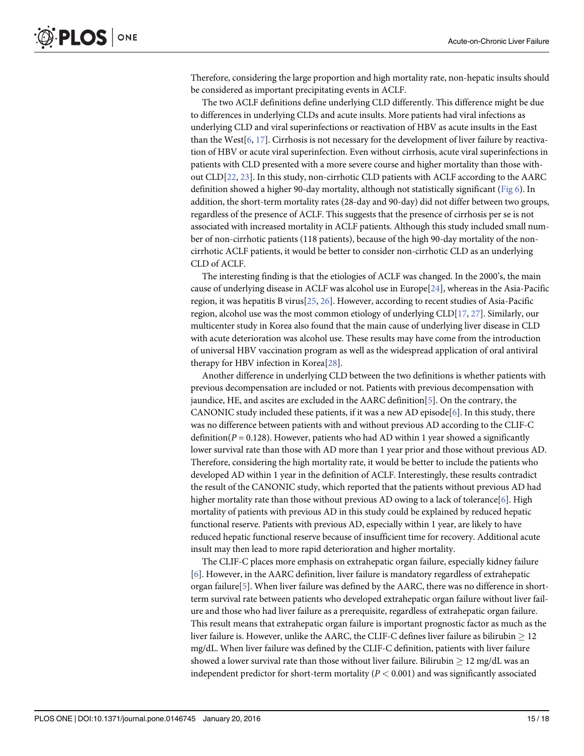Therefore, considering the large proportion and high mortality rate, non-hepatic insults should be considered as important precipitating events in ACLF.

The two ACLF definitions define underlying CLD differently. This difference might be due to differences in underlying CLDs and acute insults. More patients had viral infections as underlying CLD and viral superinfections or reactivation of HBV as acute insults in the East than the West[6, 17]. Cirrhosis is not necessary for the development of liver failure by reactivation of HBV or acute viral superinfection. Even without cirrhosis, acute viral superinfections in patients with CLD presented with a more severe course and higher mortality than those without CLD[22, 23]. In this study, non-cirrhotic CLD patients with ACLF according to the AARC definition showed a higher 90-day mortality, although not statistically significant (Fig 6). In addition, the short-term mortality rates (28-day and 90-day) did not differ between two groups, regardless of the presence of ACLF. This suggests that the presence of cirrhosis per se is not associated with increased mortality in ACLF patients. Although this study included small number of non-cirrhotic patients (118 patients), because of the high 90-day mortality of the non-cirrhotic ACLF patients, it would be better to consider non-cirrhotic CLD as an underlying CLD of ACLF.

The interesting finding is that the etiologies of ACLF was changed. In the 2000's, the main cause of underlying disease in ACLF was alcohol use in Europe[24], whereas in the Asia-Pacific region, it was hepatitis B virus[25, 26]. However, according to recent studies of Asia-Pacific region, alcohol use was the most common etiology of underlying CLD[17, 27]. Similarly, our multicenter study in Korea also found that the main cause of underlying liver disease in CLD with acute deterioration was alcohol use. These results may have come from the introduction of universal HBV vaccination program as well as the widespread application of oral antiviral therapy for HBV infection in Korea[28].

Another difference in underlying CLD between the two definitions is whether patients with previous decompensation are included or not. Patients with previous decompensation with jaundice, HE, and ascites are excluded in the AARC definition[5]. On the contrary, the CANONIC study included these patients, if it was a new AD episode[6]. In this study, there was no difference between patients with and without previous AD according to the CLIF-C definition($P = 0.128$). However, patients who had AD within 1 year showed a significantly lower survival rate than those with AD more than 1 year prior and those without previous AD. Therefore, considering the high mortality rate, it would be better to include the patients who developed AD within 1 year in the definition of ACLF. Interestingly, these results contradict the result of the CANONIC study, which reported that the patients without previous AD had higher mortality rate than those without previous AD owing to a lack of tolerance[6]. High mortality of patients with previous AD in this study could be explained by reduced hepatic functional reserve. Patients with previous AD, especially within 1 year, are likely to have reduced hepatic functional reserve because of insufficient time for recovery. Additional acute insult may then lead to more rapid deterioration and higher mortality.

The CLIF-C places more emphasis on extrahepatic organ failure, especially kidney failure [6]. However, in the AARC definition, liver failure is mandatory regardless of extrahepatic organ failure[5]. When liver failure was defined by the AARC, there was no difference in short-term survival rate between patients who developed extrahepatic organ failure without liver failure and those who had liver failure as a prerequisite, regardless of extrahepatic organ failure. This result means that extrahepatic organ failure is important prognostic factor as much as the liver failure is. However, unlike the AARC, the CLIF-C defines liver failure as bilirubin $\geq 12$ mg/dL. When liver failure was defined by the CLIF-C definition, patients with liver failure showed a lower survival rate than those without liver failure. Bilirubin $\geq 12$ mg/dL was an independent predictor for short-term mortality ($P < 0.001$) and was significantly associated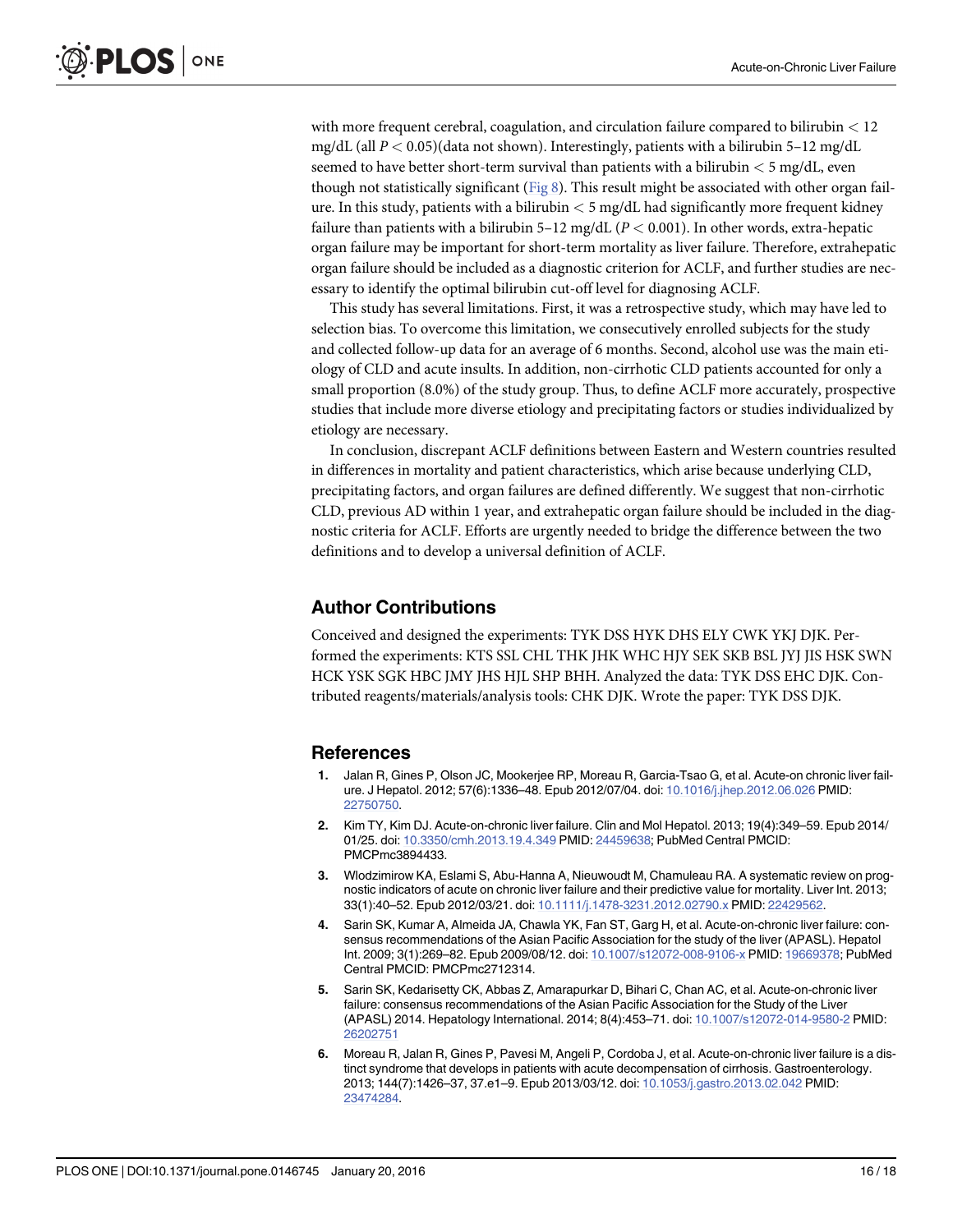with more frequent cerebral, coagulation, and circulation failure compared to bilirubin < 12 mg/dL (all $P < 0.05$)(data not shown). Interestingly, patients with a bilirubin 5–12 mg/dL seemed to have better short-term survival than patients with a bilirubin < 5 mg/dL, even though not statistically significant (Fig 8). This result might be associated with other organ failure. In this study, patients with a bilirubin < 5 mg/dL had significantly more frequent kidney failure than patients with a bilirubin 5–12 mg/dL ($P < 0.001$). In other words, extra-hepatic organ failure may be important for short-term mortality as liver failure. Therefore, extrahepatic organ failure should be included as a diagnostic criterion for ACLF, and further studies are necessary to identify the optimal bilirubin cut-off level for diagnosing ACLF.

This study has several limitations. First, it was a retrospective study, which may have led to selection bias. To overcome this limitation, we consecutively enrolled subjects for the study and collected follow-up data for an average of 6 months. Second, alcohol use was the main etiology of CLD and acute insults. In addition, non-cirrhotic CLD patients accounted for only a small proportion (8.0%) of the study group. Thus, to define ACLF more accurately, prospective studies that include more diverse etiology and precipitating factors or studies individualized by etiology are necessary.

In conclusion, discrepant ACLF definitions between Eastern and Western countries resulted in differences in mortality and patient characteristics, which arise because underlying CLD, precipitating factors, and organ failures are defined differently. We suggest that non-cirrhotic CLD, previous AD within 1 year, and extrahepatic organ failure should be included in the diagnostic criteria for ACLF. Efforts are urgently needed to bridge the difference between the two definitions and to develop a universal definition of ACLF.

## Author Contributions

Conceived and designed the experiments: TYK DSS HYK DHS ELY CWK YKJ DJK. Performed the experiments: KTS SSL CHL THK JHK WHC HJY SEK SKB BSL JYJ JIS HSK SWN HCK YSK SGK HBC JMY JHS HJL SHP BHH. Analyzed the data: TYK DSS EHC DJK. Contributed reagents/materials/analysis tools: CHK DJK. Wrote the paper: TYK DSS DJK.

## References

1. Jalan R, Gines P, Olson JC, Mookerjee RP, Moreau R, Garcia-Tsao G, et al. Acute-on chronic liver failure. J Hepatol. 2012; 57(6):1336–48. Epub 2012/07/04. doi: 10.1016/j.jhep.2012.06.026 PMID: 22750750.
2. Kim TY, Kim DJ. Acute-on-chronic liver failure. Clin and Mol Hepatol. 2013; 19(4):349–59. Epub 2014/01/25. doi: 10.3350/cmh.2013.19.4.349 PMID: 24459638; PubMed Central PMCID: PMCPmc3894433.
3. Wlodzimirow KA, Eslami S, Abu-Hanna A, Nieuwoudt M, Chamuleau RA. A systematic review on prognostic indicators of acute on chronic liver failure and their predictive value for mortality. Liver Int. 2013; 33(1):40–52. Epub 2012/03/21. doi: 10.1111/j.1478-3231.2012.02790.x PMID: 22429562.
4. Sarin SK, Kumar A, Almeida JA, Chawla YK, Fan ST, Garg H, et al. Acute-on-chronic liver failure: consensus recommendations of the Asian Pacific Association for the study of the liver (APASL). Hepatol Int. 2009; 3(1):269–82. Epub 2009/08/12. doi: 10.1007/s12072-008-9106-x PMID: 19669378; PubMed Central PMCID: PMCPmc2712314.
5. Sarin SK, Kedarisetty CK, Abbas Z, Amarapurkar D, Bihari C, Chan AC, et al. Acute-on-chronic liver failure: consensus recommendations of the Asian Pacific Association for the Study of the Liver (APASL) 2014. Hepatology International. 2014; 8(4):453–71. doi: 10.1007/s12072-014-9580-2 PMID: 26202751
6. Moreau R, Jalan R, Gines P, Pavesi M, Angeli P, Cordoba J, et al. Acute-on-chronic liver failure is a distinct syndrome that develops in patients with acute decompensation of cirrhosis. Gastroenterology. 2013; 144(7):1426–37, 37.e1–9. Epub 2013/03/12. doi: 10.1053/j.gastro.2013.02.042 PMID: 23474284.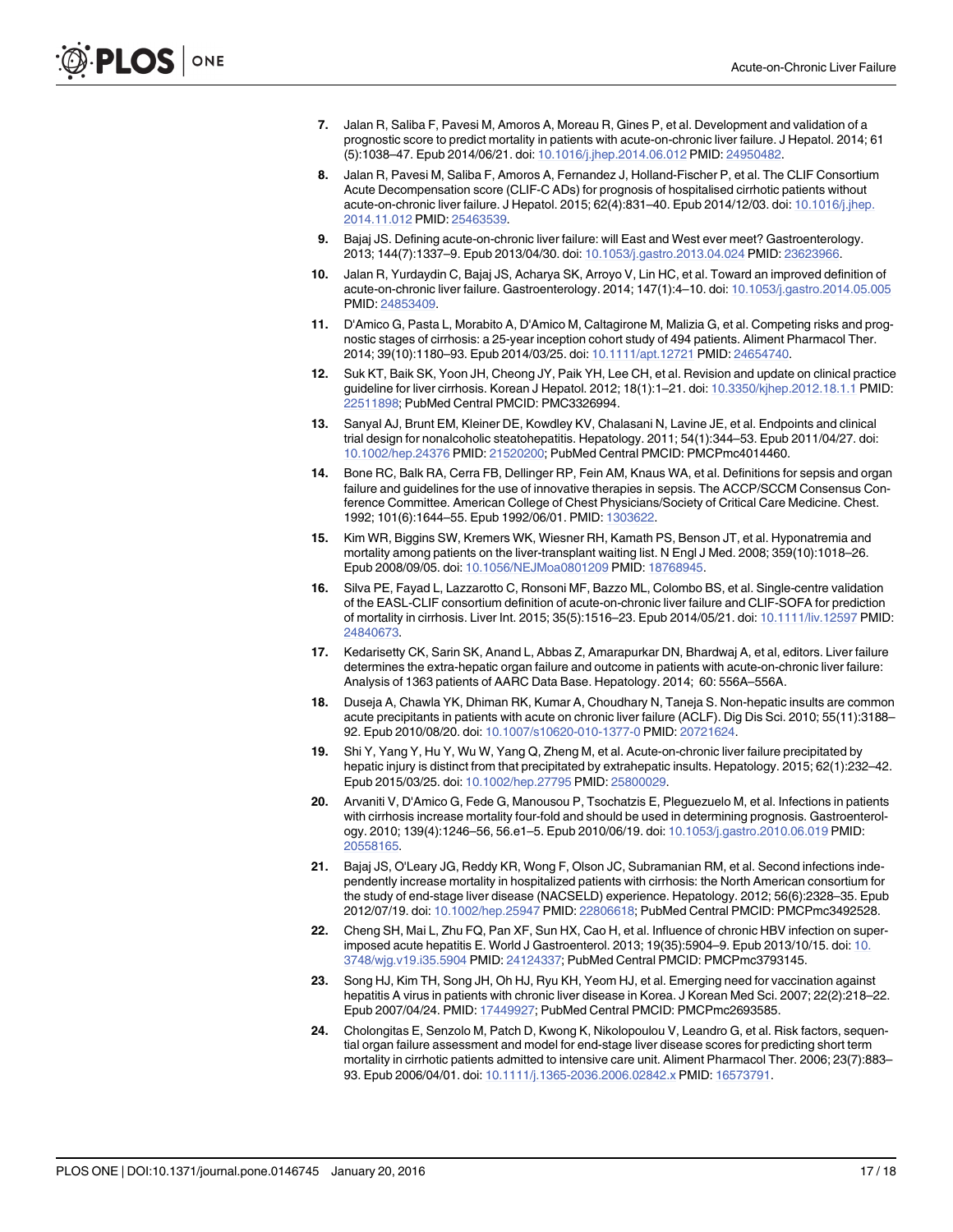7. Jalan R, Saliba F, Pavesi M, Amoros A, Moreau R, Gines P, et al. Development and validation of a prognostic score to predict mortality in patients with acute-on-chronic liver failure. J Hepatol. 2014; 61 (5):1038–47. Epub 2014/06/21. doi: 10.1016/j.jhep.2014.06.012 PMID: 24950482.
8. Jalan R, Pavesi M, Saliba F, Amoros A, Fernandez J, Holland-Fischer P, et al. The CLIF Consortium Acute Decompensation score (CLIF-C ADs) for prognosis of hospitalised cirrhotic patients without acute-on-chronic liver failure. J Hepatol. 2015; 62(4):831–40. Epub 2014/12/03. doi: 10.1016/j.jhep.2014.11.012 PMID: 25463539.
9. Bajaj JS. Defining acute-on-chronic liver failure: will East and West ever meet? Gastroenterology. 2013; 144(7):1337–9. Epub 2013/04/30. doi: 10.1053/j.gastro.2013.04.024 PMID: 23623966.
10. Jalan R, Yurdaydin C, Bajaj JS, Acharya SK, Arroyo V, Lin HC, et al. Toward an improved definition of acute-on-chronic liver failure. Gastroenterology. 2014; 147(1):4–10. doi: 10.1053/j.gastro.2014.05.005 PMID: 24853409.
11. D'Amico G, Pasta L, Morabito A, D'Amico M, Caltagirone M, Malizia G, et al. Competing risks and prognostic stages of cirrhosis: a 25-year inception cohort study of 494 patients. Aliment Pharmacol Ther. 2014; 39(10):1180–93. Epub 2014/03/25. doi: 10.1111/apt.12721 PMID: 24654740.
12. Suk KT, Baik SK, Yoon JH, Cheong JY, Paik YH, Lee CH, et al. Revision and update on clinical practice guideline for liver cirrhosis. Korean J Hepatol. 2012; 18(1):1–21. doi: 10.3350/kjhep.2012.18.1.1 PMID: 22511898; PubMed Central PMCID: PMC3326994.
13. Sanyal AJ, Brunt EM, Kleiner DE, Kowdley KV, Chalasani N, Lavine JE, et al. Endpoints and clinical trial design for nonalcoholic steatohepatitis. Hepatology. 2011; 54(1):344–53. Epub 2011/04/27. doi: 10.1002/hep.24376 PMID: 21520200; PubMed Central PMCID: PMCPmc4014460.
14. Bone RC, Balk RA, Cerra FB, Dellinger RP, Fein AM, Knaus WA, et al. Definitions for sepsis and organ failure and guidelines for the use of innovative therapies in sepsis. The ACCP/SCCM Consensus Conference Committee. American College of Chest Physicians/Society of Critical Care Medicine. Chest. 1992; 101(6):1644–55. Epub 1992/06/01. PMID: 1303622.
15. Kim WR, Biggins SW, Kremers WK, Wiesner RH, Kamath PS, Benson JT, et al. Hyponatremia and mortality among patients on the liver-transplant waiting list. N Engl J Med. 2008; 359(10):1018–26. Epub 2008/09/05. doi: 10.1056/NEJMoa0801209 PMID: 18768945.
16. Silva PE, Fayad L, Lazzarotto C, Ronsoni MF, Bazzo ML, Colombo BS, et al. Single-centre validation of the EASL-CLIF consortium definition of acute-on-chronic liver failure and CLIF-SOFA for prediction of mortality in cirrhosis. Liver Int. 2015; 35(5):1516–23. Epub 2014/05/21. doi: 10.1111/liv.12597 PMID: 24840673.
17. Kedarisetty CK, Sarin SK, Anand L, Abbas Z, Amarapurkar DN, Bhardwaj A, et al, editors. Liver failure determines the extra-hepatic organ failure and outcome in patients with acute-on-chronic liver failure: Analysis of 1363 patients of AARC Data Base. Hepatology. 2014; 60: 556A–556A.
18. Duseja A, Chawla YK, Dhiman RK, Kumar A, Choudhary N, Taneja S. Non-hepatic insults are common acute precipitants in patients with acute on chronic liver failure (ACLF). Dig Dis Sci. 2010; 55(11):3188–92. Epub 2010/08/20. doi: 10.1007/s10620-010-1377-0 PMID: 20721624.
19. Shi Y, Yang Y, Hu Y, Wu W, Yang Q, Zheng M, et al. Acute-on-chronic liver failure precipitated by hepatic injury is distinct from that precipitated by extrahepatic insults. Hepatology. 2015; 62(1):232–42. Epub 2015/03/25. doi: 10.1002/hep.27795 PMID: 25800029.
20. Arvaniti V, D'Amico G, Fede G, Manousou P, Tsochatzis E, Pleguezuelo M, et al. Infections in patients with cirrhosis increase mortality four-fold and should be used in determining prognosis. Gastroenterology. 2010; 139(4):1246–56, 56.e1–5. Epub 2010/06/19. doi: 10.1053/j.gastro.2010.06.019 PMID: 20558165.
21. Bajaj JS, O'Leary JG, Reddy KR, Wong F, Olson JC, Subramanian RM, et al. Second infections independently increase mortality in hospitalized patients with cirrhosis: the North American consortium for the study of end-stage liver disease (NACSELD) experience. Hepatology. 2012; 56(6):2328–35. Epub 2012/07/19. doi: 10.1002/hep.25947 PMID: 22806618; PubMed Central PMCID: PMCPmc3492528.
22. Cheng SH, Mai L, Zhu FQ, Pan XF, Sun HX, Cao H, et al. Influence of chronic HBV infection on superimposed acute hepatitis E. World J Gastroenterol. 2013; 19(35):5904–9. Epub 2013/10/15. doi: 10.3748/wjg.v19.i35.5904 PMID: 24124337; PubMed Central PMCID: PMCPmc3793145.
23. Song HJ, Kim TH, Song JH, Oh HJ, Ryu KH, Yeom HJ, et al. Emerging need for vaccination against hepatitis A virus in patients with chronic liver disease in Korea. J Korean Med Sci. 2007; 22(2):218–22. Epub 2007/04/24. PMID: 17449927; PubMed Central PMCID: PMCPmc2693585.
24. Cholongitas E, Senzolo M, Patch D, Kwong K, Nikolopoulou V, Leandro G, et al. Risk factors, sequential organ failure assessment and model for end-stage liver disease scores for predicting short term mortality in cirrhotic patients admitted to intensive care unit. Aliment Pharmacol Ther. 2006; 23(7):883–93. Epub 2006/04/01. doi: 10.1111/j.1365-2036.2006.02842.x PMID: 16573791.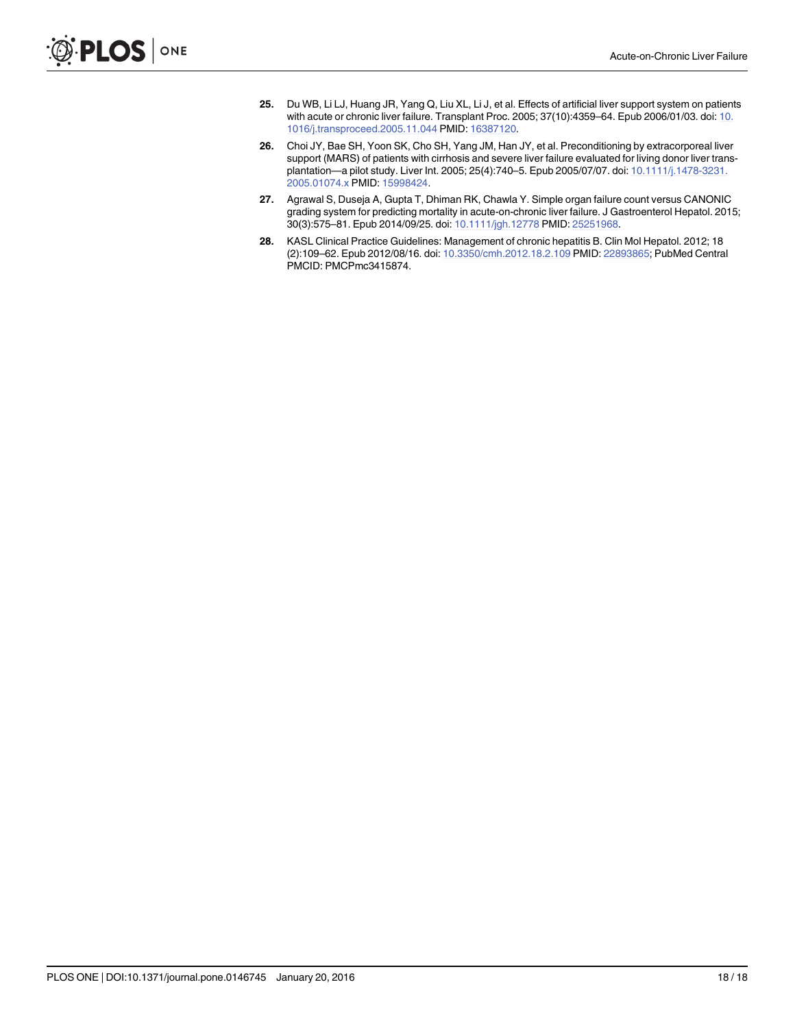25. Du WB, Li LJ, Huang JR, Yang Q, Liu XL, Li J, et al. Effects of artificial liver support system on patients with acute or chronic liver failure. Transplant Proc. 2005; 37(10):4359–64. Epub 2006/01/03. doi: 10.1016/j.transproceed.2005.11.044 PMID: 16387120.

26. Choi JY, Bae SH, Yoon SK, Cho SH, Yang JM, Han JY, et al. Preconditioning by extracorporeal liver support (MARS) of patients with cirrhosis and severe liver failure evaluated for living donor liver transplantation—a pilot study. Liver Int. 2005; 25(4):740–5. Epub 2005/07/07. doi: 10.1111/j.1478-3231.2005.01074.x PMID: 15998424.

27. Agrawal S, Duseja A, Gupta T, Dhiman RK, Chawla Y. Simple organ failure count versus CANONIC grading system for predicting mortality in acute-on-chronic liver failure. J Gastroenterol Hepatol. 2015; 30(3):575–81. Epub 2014/09/25. doi: 10.1111/jgh.12778 PMID: 25251968.

28. KASL Clinical Practice Guidelines: Management of chronic hepatitis B. Clin Mol Hepatol. 2012; 18(2):109–62. Epub 2012/08/16. doi: 10.3350/cmh.2012.18.2.109 PMID: 22893865; PubMed Central PMCID: PMCPmc3415874.